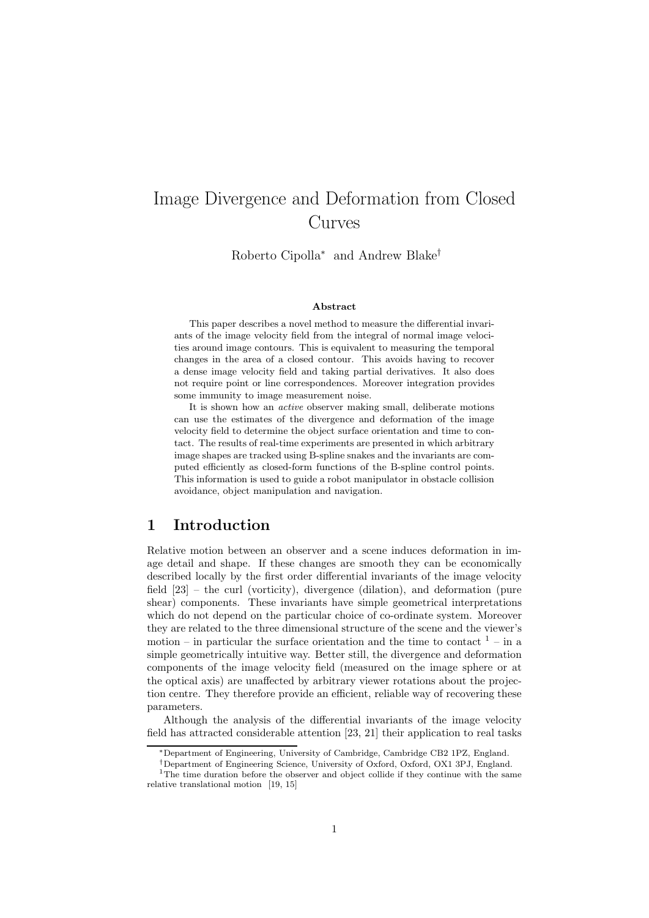# Image Divergence and Deformation from Closed Curves

Roberto Cipolla* and Andrew Blake†

### Abstract

This paper describes a novel method to measure the differential invariants of the image velocity field from the integral of normal image velocities around image contours. This is equivalent to measuring the temporal changes in the area of a closed contour. This avoids having to recover a dense image velocity field and taking partial derivatives. It also does not require point or line correspondences. Moreover integration provides some immunity to image measurement noise.

It is shown how an *active* observer making small, deliberate motions can use the estimates of the divergence and deformation of the image velocity field to determine the object surface orientation and time to contact. The results of real-time experiments are presented in which arbitrary image shapes are tracked using B-spline snakes and the invariants are computed efficiently as closed-form functions of the B-spline control points. This information is used to guide a robot manipulator in obstacle collision avoidance, object manipulation and navigation.

## 1 Introduction

Relative motion between an observer and a scene induces deformation in image detail and shape. If these changes are smooth they can be economically described locally by the first order differential invariants of the image velocity field [23] – the curl (vorticity), divergence (dilation), and deformation (pure shear) components. These invariants have simple geometrical interpretations which do not depend on the particular choice of co-ordinate system. Moreover they are related to the three dimensional structure of the scene and the viewer's motion – in particular the surface orientation and the time to contact [1] – in a simple geometrically intuitive way. Better still, the divergence and deformation components of the image velocity field (measured on the image sphere or at the optical axis) are unaffected by arbitrary viewer rotations about the projection centre. They therefore provide an efficient, reliable way of recovering these parameters.

Although the analysis of the differential invariants of the image velocity field has attracted considerable attention [23, 21] their application to real tasks

*Department of Engineering, University of Cambridge, Cambridge CB2 1PZ, England.

†Department of Engineering Science, University of Oxford, Oxford, OX1 3PJ, England.

[1] The time duration before the observer and object collide if they continue with the same relative translational motion [19, 15]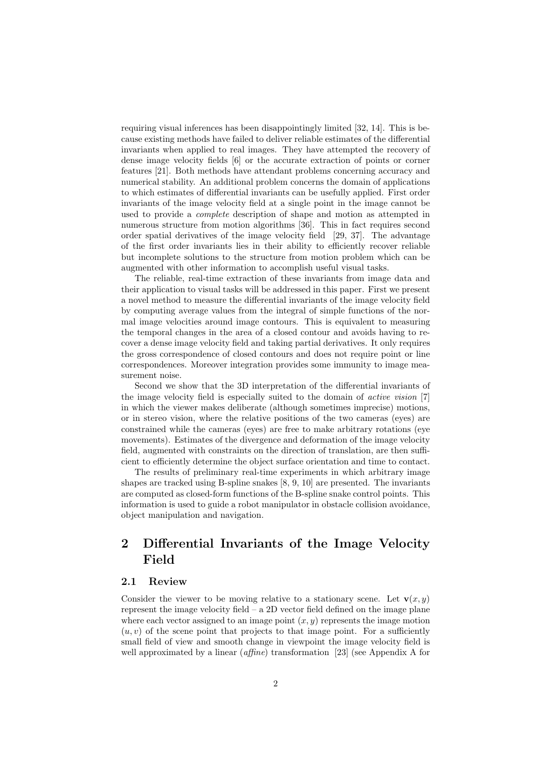requiring visual inferences has been disappointingly limited [32, 14]. This is because existing methods have failed to deliver reliable estimates of the differential invariants when applied to real images. They have attempted the recovery of dense image velocity fields [6] or the accurate extraction of points or corner features [21]. Both methods have attendant problems concerning accuracy and numerical stability. An additional problem concerns the domain of applications to which estimates of differential invariants can be usefully applied. First order invariants of the image velocity field at a single point in the image cannot be used to provide a *complete* description of shape and motion as attempted in numerous structure from motion algorithms [36]. This in fact requires second order spatial derivatives of the image velocity field [29, 37]. The advantage of the first order invariants lies in their ability to efficiently recover reliable but incomplete solutions to the structure from motion problem which can be augmented with other information to accomplish useful visual tasks.

The reliable, real-time extraction of these invariants from image data and their application to visual tasks will be addressed in this paper. First we present a novel method to measure the differential invariants of the image velocity field by computing average values from the integral of simple functions of the normal image velocities around image contours. This is equivalent to measuring the temporal changes in the area of a closed contour and avoids having to recover a dense image velocity field and taking partial derivatives. It only requires the gross correspondence of closed contours and does not require point or line correspondences. Moreover integration provides some immunity to image measurement noise.

Second we show that the 3D interpretation of the differential invariants of the image velocity field is especially suited to the domain of *active vision* [7] in which the viewer makes deliberate (although sometimes imprecise) motions, or in stereo vision, where the relative positions of the two cameras (eyes) are constrained while the cameras (eyes) are free to make arbitrary rotations (eye movements). Estimates of the divergence and deformation of the image velocity field, augmented with constraints on the direction of translation, are then sufficient to efficiently determine the object surface orientation and time to contact.

The results of preliminary real-time experiments in which arbitrary image shapes are tracked using B-spline snakes [8, 9, 10] are presented. The invariants are computed as closed-form functions of the B-spline snake control points. This information is used to guide a robot manipulator in obstacle collision avoidance, object manipulation and navigation.

## 2 Differential Invariants of the Image Velocity Field

### 2.1 Review

Consider the viewer to be moving relative to a stationary scene. Let $\mathbf{v}(x, y)$ represent the image velocity field – a 2D vector field defined on the image plane where each vector assigned to an image point $(x, y)$ represents the image motion $(u, v)$ of the scene point that projects to that image point. For a sufficiently small field of view and smooth change in viewpoint the image velocity field is well approximated by a linear (*affine*) transformation [23] (see Appendix A for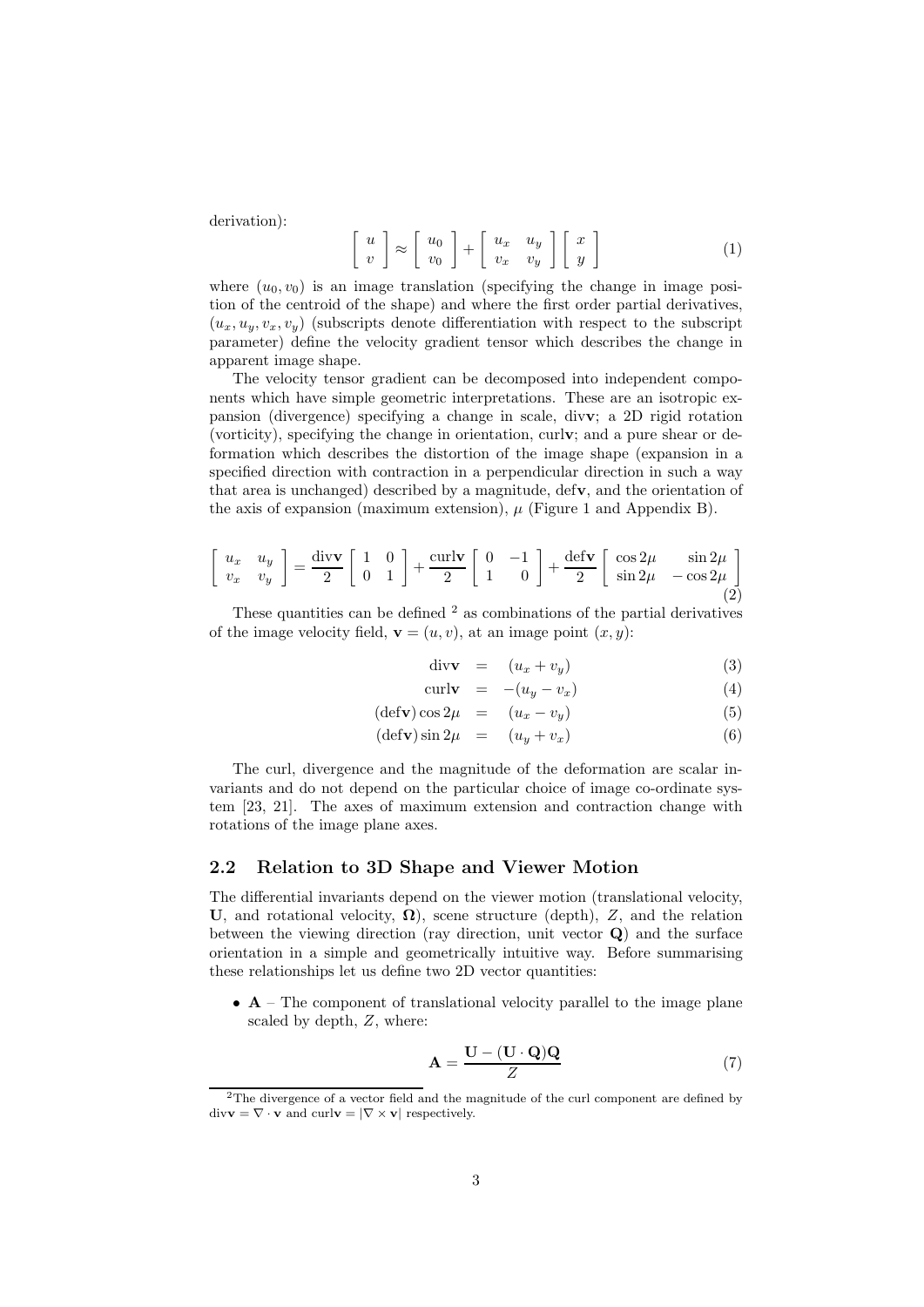derivation):

$$\begin{bmatrix} u \\ v \end{bmatrix} \approx \begin{bmatrix} u_0 \\ v_0 \end{bmatrix} + \begin{bmatrix} u_x & u_y \\ v_x & v_y \end{bmatrix} \begin{bmatrix} x \\ y \end{bmatrix} \tag{1}$$

where $(u_0, v_0)$ is an image translation (specifying the change in image position of the centroid of the shape) and where the first order partial derivatives, $(u_x, u_y, v_x, v_y)$ (subscripts denote differentiation with respect to the subscript parameter) define the velocity gradient tensor which describes the change in apparent image shape.

The velocity tensor gradient can be decomposed into independent components which have simple geometric interpretations. These are an isotropic expansion (divergence) specifying a change in scale, $\text{div}\mathbf{v}$; a 2D rigid rotation (vorticity), specifying the change in orientation, $\text{curl}\mathbf{v}$; and a pure shear or deformation which describes the distortion of the image shape (expansion in a specified direction with contraction in a perpendicular direction in such a way that area is unchanged) described by a magnitude, $\text{def}\mathbf{v}$, and the orientation of the axis of expansion (maximum extension), $\mu$ (Figure 1 and Appendix B).

$$\begin{bmatrix} u_x & u_y \\ v_x & v_y \end{bmatrix} = \frac{\text{div}\mathbf{v}}{2} \begin{bmatrix} 1 & 0 \\ 0 & 1 \end{bmatrix} + \frac{\text{curl}\mathbf{v}}{2} \begin{bmatrix} 0 & -1 \\ 1 & 0 \end{bmatrix} + \frac{\text{def}\mathbf{v}}{2} \begin{bmatrix} \cos 2\mu & \sin 2\mu \\ \sin 2\mu & -\cos 2\mu \end{bmatrix} \tag{2}$$

These quantities can be defined [2] as combinations of the partial derivatives of the image velocity field, $\mathbf{v} = (u, v)$, at an image point $(x, y)$:

$$\text{div}\mathbf{v} = (u_x + v_y) \tag{3}$$

$$\text{curl}\mathbf{v} = -(u_y - v_x) \tag{4}$$

$$(\text{def}\mathbf{v}) \cos 2\mu = (u_x - v_y) \tag{5}$$

$$(\text{def}\mathbf{v}) \sin 2\mu = (u_y + v_x) \tag{6}$$

The curl, divergence and the magnitude of the deformation are scalar invariants and do not depend on the particular choice of image co-ordinate system [23, 21]. The axes of maximum extension and contraction change with rotations of the image plane axes.

## 2.2 Relation to 3D Shape and Viewer Motion

The differential invariants depend on the viewer motion (translational velocity, $\mathbf{U}$, and rotational velocity, $\mathbf{\Omega}$), scene structure (depth), $Z$, and the relation between the viewing direction (ray direction, unit vector $\mathbf{Q}$) and the surface orientation in a simple and geometrically intuitive way. Before summarising these relationships let us define two 2D vector quantities:

- $\mathbf{A}$ – The component of translational velocity parallel to the image plane scaled by depth, $Z$, where:

$$\mathbf{A} = \frac{\mathbf{U} - (\mathbf{U} \cdot \mathbf{Q})\mathbf{Q}}{Z} \tag{7}$$

[2] The divergence of a vector field and the magnitude of the curl component are defined by $\text{div}\mathbf{v} = \nabla \cdot \mathbf{v}$ and $\text{curl}\mathbf{v} = |\nabla \times \mathbf{v}|$ respectively.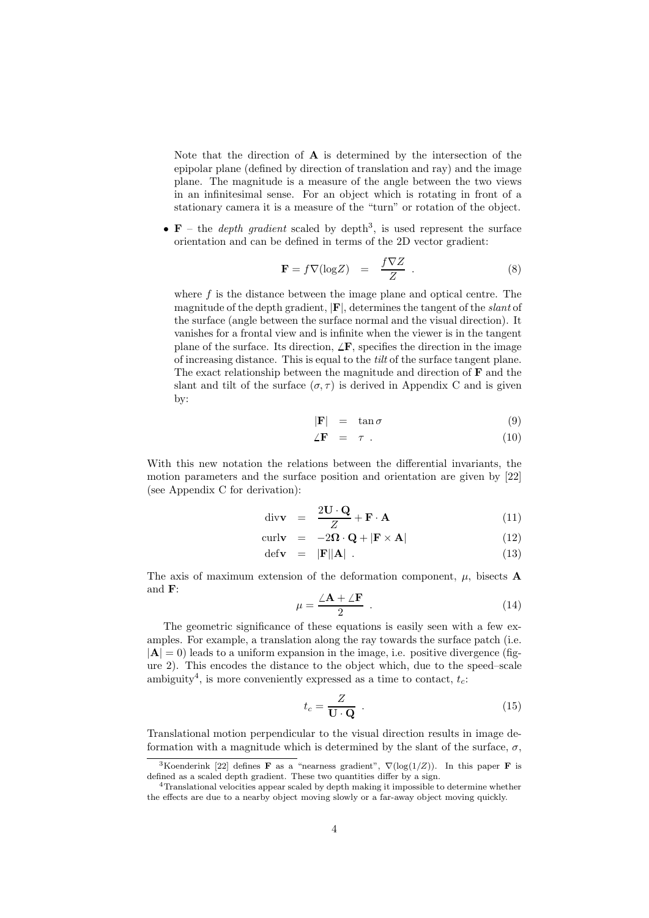Note that the direction of $\mathbf{A}$ is determined by the intersection of the epipolar plane (defined by direction of translation and ray) and the image plane. The magnitude is a measure of the angle between the two views in an infinitesimal sense. For an object which is rotating in front of a stationary camera it is a measure of the "turn" or rotation of the object.

- $\mathbf{F}$ – the *depth gradient* scaled by depth[3], is used represent the surface orientation and can be defined in terms of the 2D vector gradient:

$$\mathbf{F} = f\nabla(\log Z) \quad = \quad \frac{f\nabla Z}{Z} \ . \tag{8}$$

where $f$ is the distance between the image plane and optical centre. The magnitude of the depth gradient, $|\mathbf{F}|$, determines the tangent of the *slant* of the surface (angle between the surface normal and the visual direction). It vanishes for a frontal view and is infinite when the viewer is in the tangent plane of the surface. Its direction, $\angle\mathbf{F}$, specifies the direction in the image of increasing distance. This is equal to the *tilt* of the surface tangent plane. The exact relationship between the magnitude and direction of $\mathbf{F}$ and the slant and tilt of the surface $(\sigma, \tau)$ is derived in Appendix C and is given by:

$$|\mathbf{F}| \quad = \quad \tan\sigma \tag{9}$$

$$\angle\mathbf{F} \quad = \quad \tau \ . \tag{10}$$

With this new notation the relations between the differential invariants, the motion parameters and the surface position and orientation are given by [22] (see Appendix C for derivation):

$$\text{div}\mathbf{v} \quad = \quad \frac{2\mathbf{U}\cdot\mathbf{Q}}{Z} + \mathbf{F}\cdot\mathbf{A} \tag{11}$$

$$\text{curl}\mathbf{v} \quad = \quad -2\mathbf{\Omega}\cdot\mathbf{Q} + |\mathbf{F}\times\mathbf{A}| \tag{12}$$

$$\text{def}\mathbf{v} \quad = \quad |\mathbf{F}||\mathbf{A}| \ . \tag{13}$$

The axis of maximum extension of the deformation component, $\mu$, bisects $\mathbf{A}$ and $\mathbf{F}$:

$$\mu = \frac{\angle\mathbf{A} + \angle\mathbf{F}}{2} \ . \tag{14}$$

The geometric significance of these equations is easily seen with a few examples. For example, a translation along the ray towards the surface patch (i.e. $|\mathbf{A}| = 0$) leads to a uniform expansion in the image, i.e. positive divergence (figure 2). This encodes the distance to the object which, due to the speed–scale ambiguity[4], is more conveniently expressed as a time to contact, $t_c$:

$$t_c = \frac{Z}{\mathbf{U}\cdot\mathbf{Q}} \ . \tag{15}$$

Translational motion perpendicular to the visual direction results in image deformation with a magnitude which is determined by the slant of the surface, $\sigma$,

---

[3] Koenderink [22] defines $\mathbf{F}$ as a "nearness gradient", $\nabla(\log(1/Z))$. In this paper $\mathbf{F}$ is defined as a scaled depth gradient. These two quantities differ by a sign.

[4] Translational velocities appear scaled by depth making it impossible to determine whether the effects are due to a nearby object moving slowly or a far-away object moving quickly.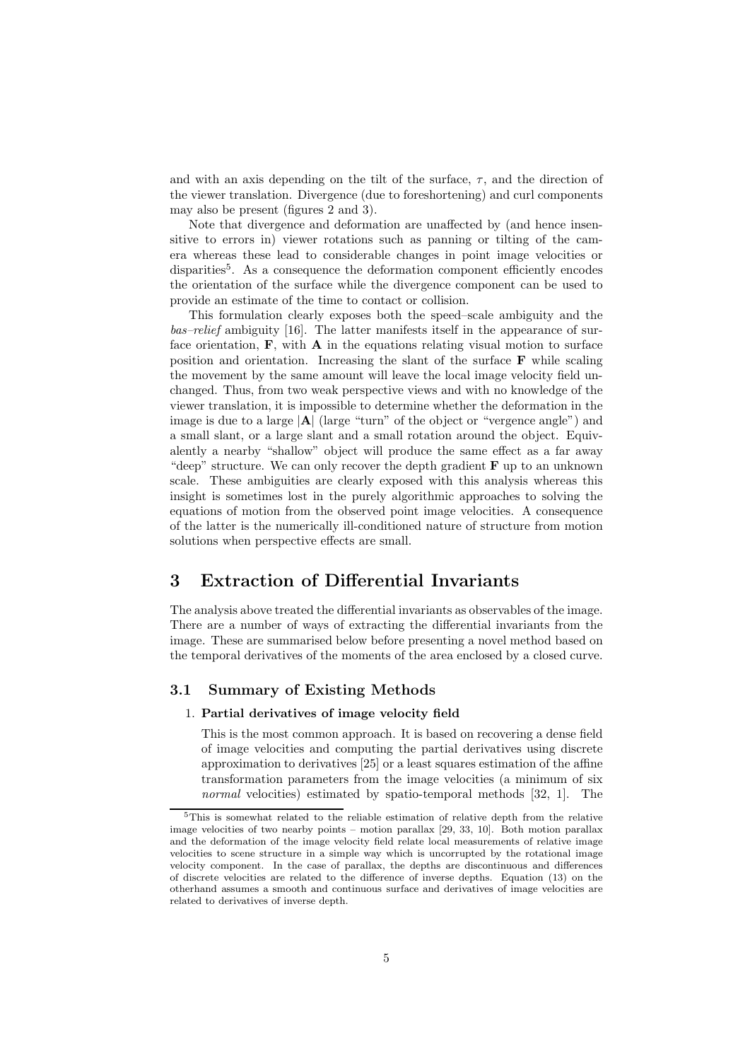and with an axis depending on the tilt of the surface, $\tau$, and the direction of the viewer translation. Divergence (due to foreshortening) and curl components may also be present (figures 2 and 3).

Note that divergence and deformation are unaffected by (and hence insensitive to errors in) viewer rotations such as panning or tilting of the camera whereas these lead to considerable changes in point image velocities or disparities[5]. As a consequence the deformation component efficiently encodes the orientation of the surface while the divergence component can be used to provide an estimate of the time to contact or collision.

This formulation clearly exposes both the speed–scale ambiguity and the *bas–relief* ambiguity [16]. The latter manifests itself in the appearance of surface orientation, $\mathbf{F}$, with $\mathbf{A}$ in the equations relating visual motion to surface position and orientation. Increasing the slant of the surface $\mathbf{F}$ while scaling the movement by the same amount will leave the local image velocity field unchanged. Thus, from two weak perspective views and with no knowledge of the viewer translation, it is impossible to determine whether the deformation in the image is due to a large $|\mathbf{A}|$ (large "turn" of the object or "vergence angle") and a small slant, or a large slant and a small rotation around the object. Equivalently a nearby "shallow" object will produce the same effect as a far away "deep" structure. We can only recover the depth gradient $\mathbf{F}$ up to an unknown scale. These ambiguities are clearly exposed with this analysis whereas this insight is sometimes lost in the purely algorithmic approaches to solving the equations of motion from the observed point image velocities. A consequence of the latter is the numerically ill-conditioned nature of structure from motion solutions when perspective effects are small.

# 3 Extraction of Differential Invariants

The analysis above treated the differential invariants as observables of the image. There are a number of ways of extracting the differential invariants from the image. These are summarised below before presenting a novel method based on the temporal derivatives of the moments of the area enclosed by a closed curve.

## 3.1 Summary of Existing Methods

1. **Partial derivatives of image velocity field**

   This is the most common approach. It is based on recovering a dense field of image velocities and computing the partial derivatives using discrete approximation to derivatives [25] or a least squares estimation of the affine transformation parameters from the image velocities (a minimum of six *normal* velocities) estimated by spatio-temporal methods [32, 1]. The

[5] This is somewhat related to the reliable estimation of relative depth from the relative image velocities of two nearby points – motion parallax [29, 33, 10]. Both motion parallax and the deformation of the image velocity field relate local measurements of relative image velocities to scene structure in a simple way which is uncorrupted by the rotational image velocity component. In the case of parallax, the depths are discontinuous and differences of discrete velocities are related to the difference of inverse depths. Equation (13) on the otherhand assumes a smooth and continuous surface and derivatives of image velocities are related to derivatives of inverse depth.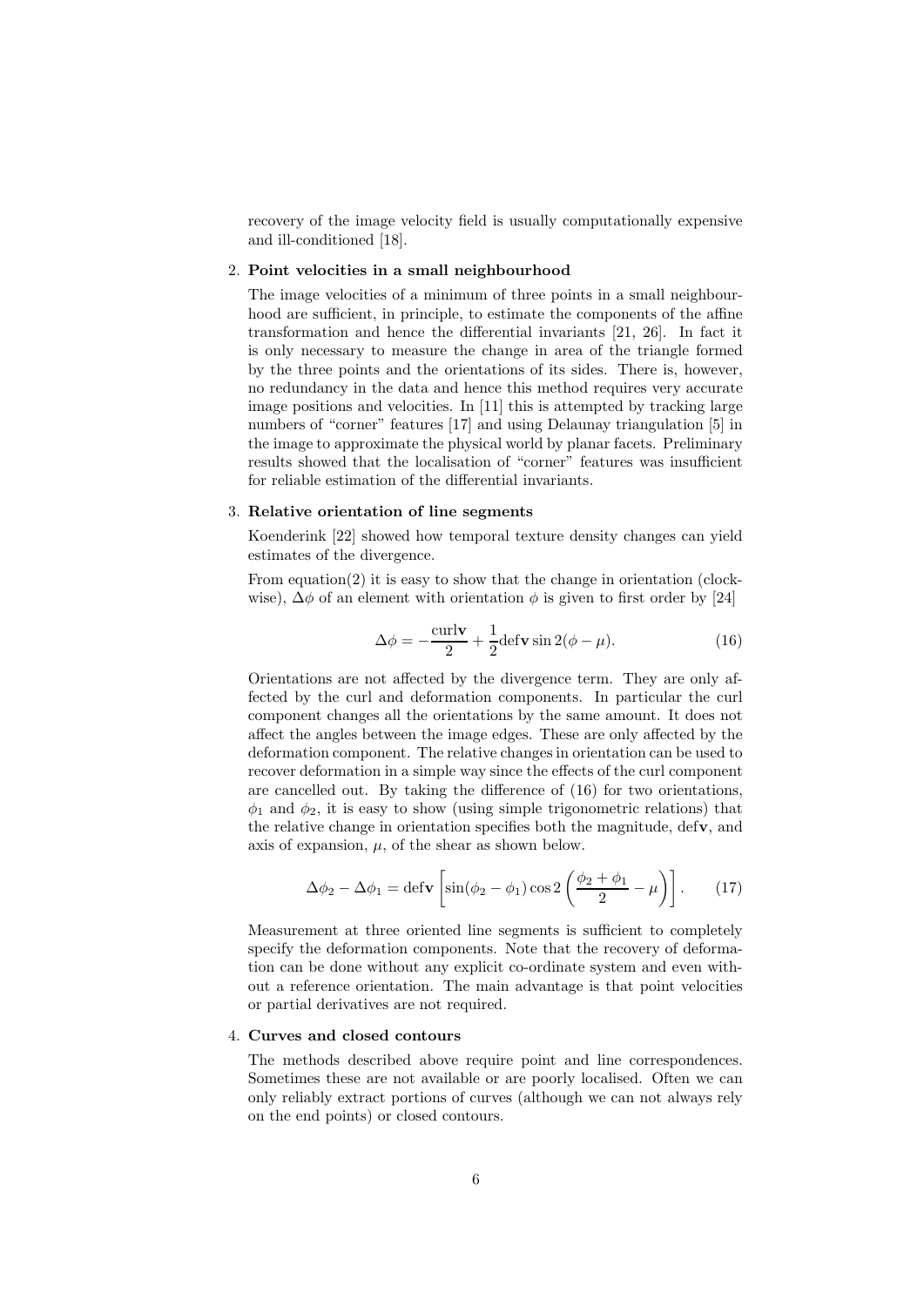recovery of the image velocity field is usually computationally expensive and ill-conditioned [18].

2. **Point velocities in a small neighbourhood**

   The image velocities of a minimum of three points in a small neighbourhood are sufficient, in principle, to estimate the components of the affine transformation and hence the differential invariants [21, 26]. In fact it is only necessary to measure the change in area of the triangle formed by the three points and the orientations of its sides. There is, however, no redundancy in the data and hence this method requires very accurate image positions and velocities. In [11] this is attempted by tracking large numbers of "corner" features [17] and using Delaunay triangulation [5] in the image to approximate the physical world by planar facets. Preliminary results showed that the localisation of "corner" features was insufficient for reliable estimation of the differential invariants.

3. **Relative orientation of line segments**

   Koenderink [22] showed how temporal texture density changes can yield estimates of the divergence.

   From equation(2) it is easy to show that the change in orientation (clockwise), $\Delta\phi$ of an element with orientation $\phi$ is given to first order by [24]

   $$\Delta\phi = -\frac{\mathrm{curl}\mathbf{v}}{2} + \frac{1}{2}\mathrm{def}\mathbf{v}\sin 2(\phi - \mu). \tag{16}$$

   Orientations are not affected by the divergence term. They are only affected by the curl and deformation components. In particular the curl component changes all the orientations by the same amount. It does not affect the angles between the image edges. These are only affected by the deformation component. The relative changes in orientation can be used to recover deformation in a simple way since the effects of the curl component are cancelled out. By taking the difference of (16) for two orientations, $\phi_1$ and $\phi_2$, it is easy to show (using simple trigonometric relations) that the relative change in orientation specifies both the magnitude, $\mathrm{def}\mathbf{v}$, and axis of expansion, $\mu$, of the shear as shown below.

   $$\Delta\phi_2 - \Delta\phi_1 = \mathrm{def}\mathbf{v}\left[\sin(\phi_2 - \phi_1)\cos 2\left(\frac{\phi_2 + \phi_1}{2} - \mu\right)\right]. \tag{17}$$

   Measurement at three oriented line segments is sufficient to completely specify the deformation components. Note that the recovery of deformation can be done without any explicit co-ordinate system and even without a reference orientation. The main advantage is that point velocities or partial derivatives are not required.

4. **Curves and closed contours**

   The methods described above require point and line correspondences. Sometimes these are not available or are poorly localised. Often we can only reliably extract portions of curves (although we can not always rely on the end points) or closed contours.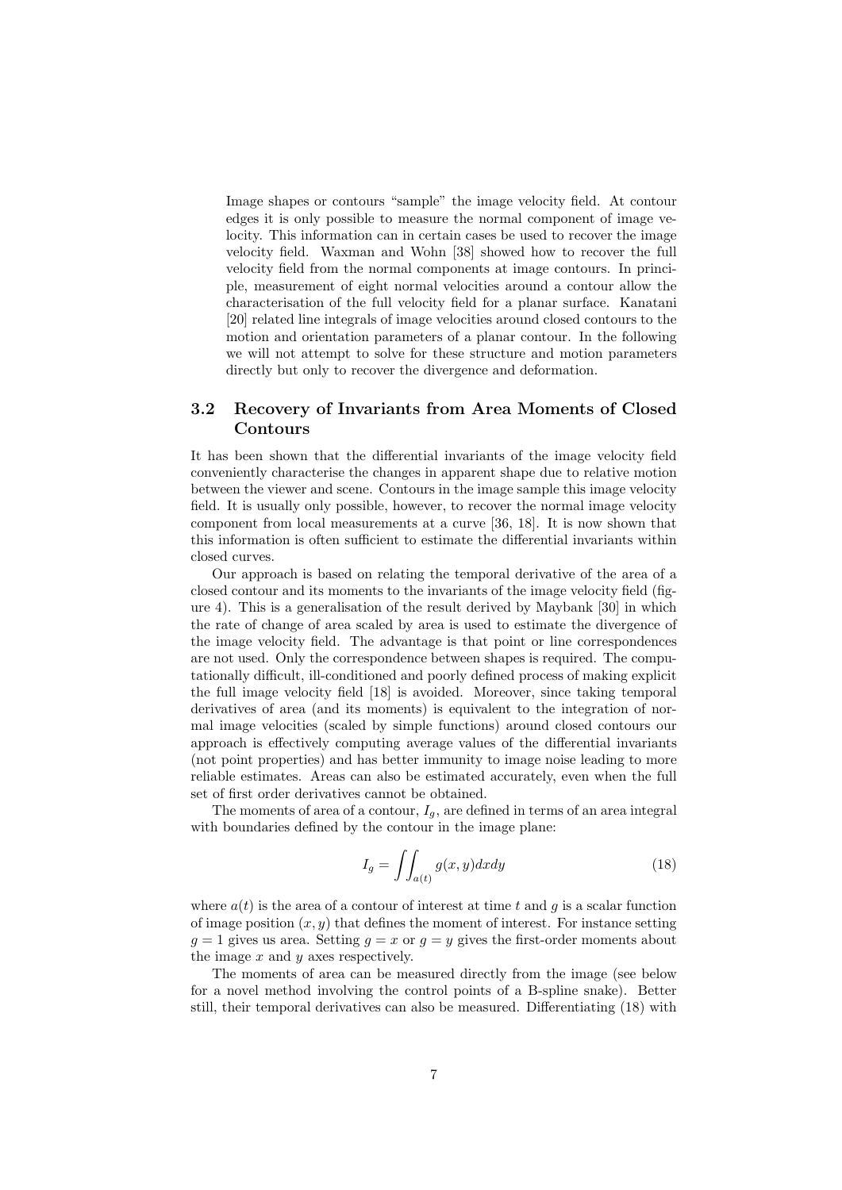Image shapes or contours "sample" the image velocity field. At contour edges it is only possible to measure the normal component of image velocity. This information can in certain cases be used to recover the image velocity field. Waxman and Wohn [38] showed how to recover the full velocity field from the normal components at image contours. In principle, measurement of eight normal velocities around a contour allow the characterisation of the full velocity field for a planar surface. Kanatani [20] related line integrals of image velocities around closed contours to the motion and orientation parameters of a planar contour. In the following we will not attempt to solve for these structure and motion parameters directly but only to recover the divergence and deformation.

### 3.2 Recovery of Invariants from Area Moments of Closed Contours

It has been shown that the differential invariants of the image velocity field conveniently characterise the changes in apparent shape due to relative motion between the viewer and scene. Contours in the image sample this image velocity field. It is usually only possible, however, to recover the normal image velocity component from local measurements at a curve [36, 18]. It is now shown that this information is often sufficient to estimate the differential invariants within closed curves.

Our approach is based on relating the temporal derivative of the area of a closed contour and its moments to the invariants of the image velocity field (figure 4). This is a generalisation of the result derived by Maybank [30] in which the rate of change of area scaled by area is used to estimate the divergence of the image velocity field. The advantage is that point or line correspondences are not used. Only the correspondence between shapes is required. The computationally difficult, ill-conditioned and poorly defined process of making explicit the full image velocity field [18] is avoided. Moreover, since taking temporal derivatives of area (and its moments) is equivalent to the integration of normal image velocities (scaled by simple functions) around closed contours our approach is effectively computing average values of the differential invariants (not point properties) and has better immunity to image noise leading to more reliable estimates. Areas can also be estimated accurately, even when the full set of first order derivatives cannot be obtained.

The moments of area of a contour, $I_g$, are defined in terms of an area integral with boundaries defined by the contour in the image plane:

$$I_g = \iint_{a(t)} g(x,y)dxdy \tag{18}$$

where $a(t)$ is the area of a contour of interest at time $t$ and $g$ is a scalar function of image position $(x, y)$ that defines the moment of interest. For instance setting $g = 1$ gives us area. Setting $g = x$ or $g = y$ gives the first-order moments about the image $x$ and $y$ axes respectively.

The moments of area can be measured directly from the image (see below for a novel method involving the control points of a B-spline snake). Better still, their temporal derivatives can also be measured. Differentiating (18) with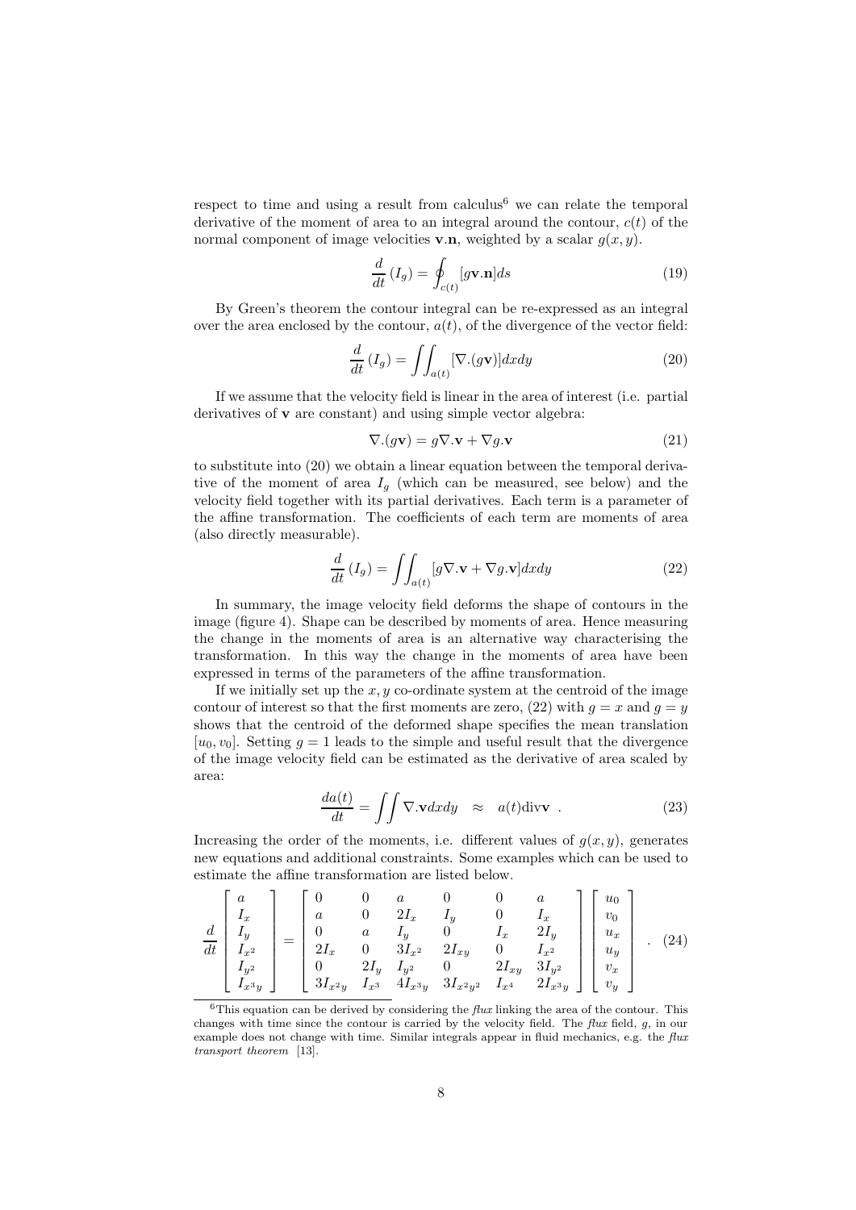respect to time and using a result from calculus[6] we can relate the temporal derivative of the moment of area to an integral around the contour, $c(t)$ of the normal component of image velocities $\mathbf{v}.\mathbf{n}$, weighted by a scalar $g(x, y)$.

$$\frac{d}{dt}(I_g) = \oint_{c(t)} [g\mathbf{v}.\mathbf{n}]ds \tag{19}$$

By Green's theorem the contour integral can be re-expressed as an integral over the area enclosed by the contour, $a(t)$, of the divergence of the vector field:

$$\frac{d}{dt}(I_g) = \iint_{a(t)} [\nabla.(g\mathbf{v})]dxdy \tag{20}$$

If we assume that the velocity field is linear in the area of interest (i.e. partial derivatives of $\mathbf{v}$ are constant) and using simple vector algebra:

$$\nabla.(g\mathbf{v}) = g\nabla.\mathbf{v} + \nabla g.\mathbf{v} \tag{21}$$

to substitute into (20) we obtain a linear equation between the temporal derivative of the moment of area $I_g$ (which can be measured, see below) and the velocity field together with its partial derivatives. Each term is a parameter of the affine transformation. The coefficients of each term are moments of area (also directly measurable).

$$\frac{d}{dt}(I_g) = \iint_{a(t)} [g\nabla.\mathbf{v} + \nabla g.\mathbf{v}]dxdy \tag{22}$$

In summary, the image velocity field deforms the shape of contours in the image (figure 4). Shape can be described by moments of area. Hence measuring the change in the moments of area is an alternative way characterising the transformation. In this way the change in the moments of area have been expressed in terms of the parameters of the affine transformation.

If we initially set up the $x, y$ co-ordinate system at the centroid of the image contour of interest so that the first moments are zero, (22) with $g = x$ and $g = y$ shows that the centroid of the deformed shape specifies the mean translation $[u_0, v_0]$. Setting $g = 1$ leads to the simple and useful result that the divergence of the image velocity field can be estimated as the derivative of area scaled by area:

$$\frac{da(t)}{dt} = \iint \nabla.\mathbf{v}dxdy \quad \approx \quad a(t)\text{div}\mathbf{v} \ . \tag{23}$$

Increasing the order of the moments, i.e. different values of $g(x, y)$, generates new equations and additional constraints. Some examples which can be used to estimate the affine transformation are listed below.

$$\frac{d}{dt}\begin{bmatrix} a \\ I_x \\ I_y \\ I_{x^2} \\ I_{y^2} \\ I_{x^3y} \end{bmatrix} = \begin{bmatrix} 0 & 0 & a & 0 & 0 & a \\ a & 0 & 2I_x & I_y & 0 & I_x \\ 0 & a & I_y & 0 & I_x & 2I_y \\ 2I_x & 0 & 3I_{x^2} & 2I_{xy} & 0 & I_{x^2} \\ 0 & 2I_y & I_{y^2} & 0 & 2I_{xy} & 3I_{y^2} \\ 3I_{x^2y} & I_{x^3} & 4I_{x^3y} & 3I_{x^2y^2} & I_{x^4} & 2I_{x^3y} \end{bmatrix} \begin{bmatrix} u_0 \\ v_0 \\ u_x \\ u_y \\ v_x \\ v_y \end{bmatrix} \ . \tag{24}$$

[6] This equation can be derived by considering the *flux* linking the area of the contour. This changes with time since the contour is carried by the velocity field. The *flux* field, $g$, in our example does not change with time. Similar integrals appear in fluid mechanics, e.g. the *flux transport theorem* [13].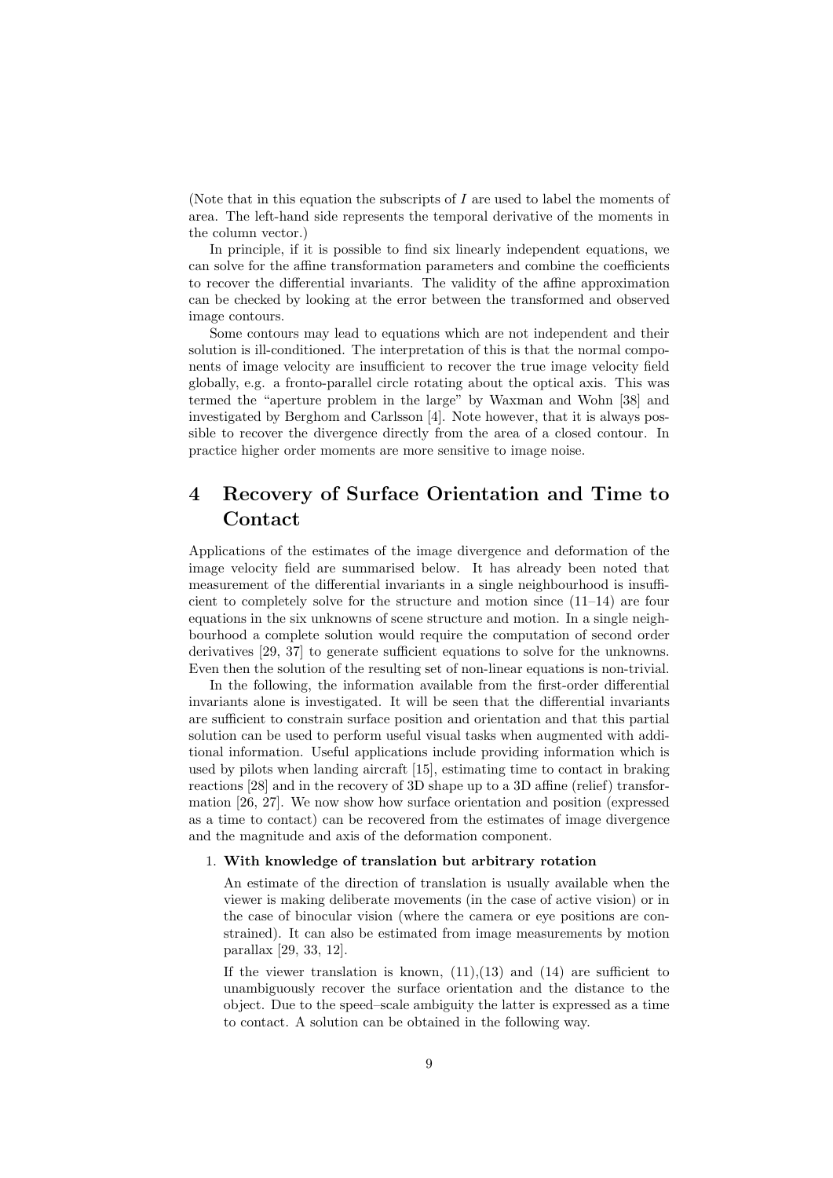(Note that in this equation the subscripts of $I$ are used to label the moments of area. The left-hand side represents the temporal derivative of the moments in the column vector.)

In principle, if it is possible to find six linearly independent equations, we can solve for the affine transformation parameters and combine the coefficients to recover the differential invariants. The validity of the affine approximation can be checked by looking at the error between the transformed and observed image contours.

Some contours may lead to equations which are not independent and their solution is ill-conditioned. The interpretation of this is that the normal components of image velocity are insufficient to recover the true image velocity field globally, e.g. a fronto-parallel circle rotating about the optical axis. This was termed the "aperture problem in the large" by Waxman and Wohn [38] and investigated by Berghom and Carlsson [4]. Note however, that it is always possible to recover the divergence directly from the area of a closed contour. In practice higher order moments are more sensitive to image noise.

# 4 Recovery of Surface Orientation and Time to Contact

Applications of the estimates of the image divergence and deformation of the image velocity field are summarised below. It has already been noted that measurement of the differential invariants in a single neighbourhood is insufficient to completely solve for the structure and motion since (11–14) are four equations in the six unknowns of scene structure and motion. In a single neighbourhood a complete solution would require the computation of second order derivatives [29, 37] to generate sufficient equations to solve for the unknowns. Even then the solution of the resulting set of non-linear equations is non-trivial.

In the following, the information available from the first-order differential invariants alone is investigated. It will be seen that the differential invariants are sufficient to constrain surface position and orientation and that this partial solution can be used to perform useful visual tasks when augmented with additional information. Useful applications include providing information which is used by pilots when landing aircraft [15], estimating time to contact in braking reactions [28] and in the recovery of 3D shape up to a 3D affine (relief) transformation [26, 27]. We now show how surface orientation and position (expressed as a time to contact) can be recovered from the estimates of image divergence and the magnitude and axis of the deformation component.

1. **With knowledge of translation but arbitrary rotation**

   An estimate of the direction of translation is usually available when the viewer is making deliberate movements (in the case of active vision) or in the case of binocular vision (where the camera or eye positions are constrained). It can also be estimated from image measurements by motion parallax [29, 33, 12].

   If the viewer translation is known, (11),(13) and (14) are sufficient to unambiguously recover the surface orientation and the distance to the object. Due to the speed–scale ambiguity the latter is expressed as a time to contact. A solution can be obtained in the following way.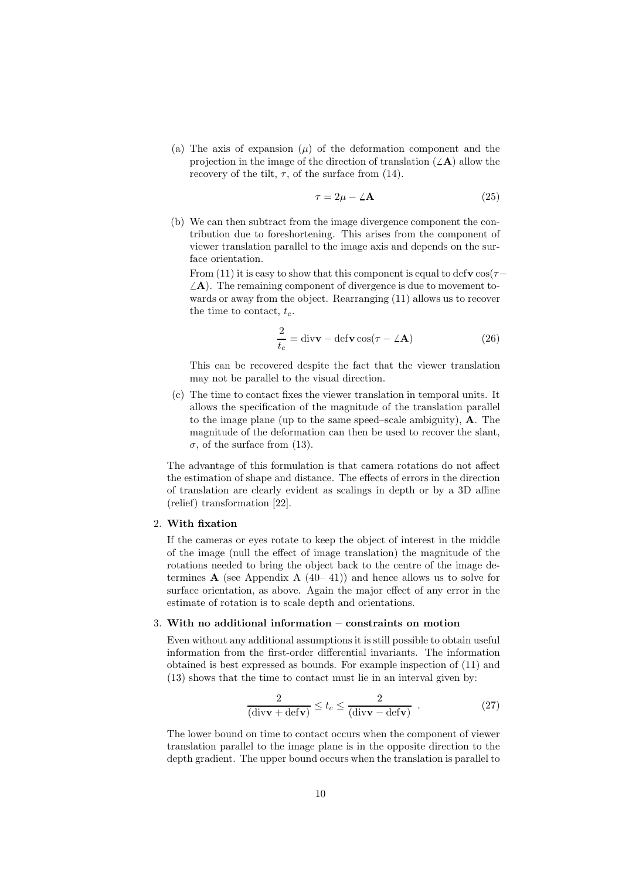(a) The axis of expansion ($\mu$) of the deformation component and the projection in the image of the direction of translation ($\angle\mathbf{A}$) allow the recovery of the tilt, $\tau$, of the surface from (14).

$$\tau = 2\mu - \angle\mathbf{A} \tag{25}$$

(b) We can then subtract from the image divergence component the contribution due to foreshortening. This arises from the component of viewer translation parallel to the image axis and depends on the surface orientation.

From (11) it is easy to show that this component is equal to $\text{def}\mathbf{v}\cos(\tau - \angle\mathbf{A})$. The remaining component of divergence is due to movement towards or away from the object. Rearranging (11) allows us to recover the time to contact, $t_c$.

$$\frac{2}{t_c} = \text{div}\mathbf{v} - \text{def}\mathbf{v}\cos(\tau - \angle\mathbf{A}) \tag{26}$$

This can be recovered despite the fact that the viewer translation may not be parallel to the visual direction.

(c) The time to contact fixes the viewer translation in temporal units. It allows the specification of the magnitude of the translation parallel to the image plane (up to the same speed–scale ambiguity), $\mathbf{A}$. The magnitude of the deformation can then be used to recover the slant, $\sigma$, of the surface from (13).

The advantage of this formulation is that camera rotations do not affect the estimation of shape and distance. The effects of errors in the direction of translation are clearly evident as scalings in depth or by a 3D affine (relief) transformation [22].

2. **With fixation**

If the cameras or eyes rotate to keep the object of interest in the middle of the image (null the effect of image translation) the magnitude of the rotations needed to bring the object back to the centre of the image determines $\mathbf{A}$ (see Appendix A (40– 41)) and hence allows us to solve for surface orientation, as above. Again the major effect of any error in the estimate of rotation is to scale depth and orientations.

3. **With no additional information – constraints on motion**

Even without any additional assumptions it is still possible to obtain useful information from the first-order differential invariants. The information obtained is best expressed as bounds. For example inspection of (11) and (13) shows that the time to contact must lie in an interval given by:

$$\frac{2}{(\text{div}\mathbf{v} + \text{def}\mathbf{v})} \leq t_c \leq \frac{2}{(\text{div}\mathbf{v} - \text{def}\mathbf{v})} \ . \tag{27}$$

The lower bound on time to contact occurs when the component of viewer translation parallel to the image plane is in the opposite direction to the depth gradient. The upper bound occurs when the translation is parallel to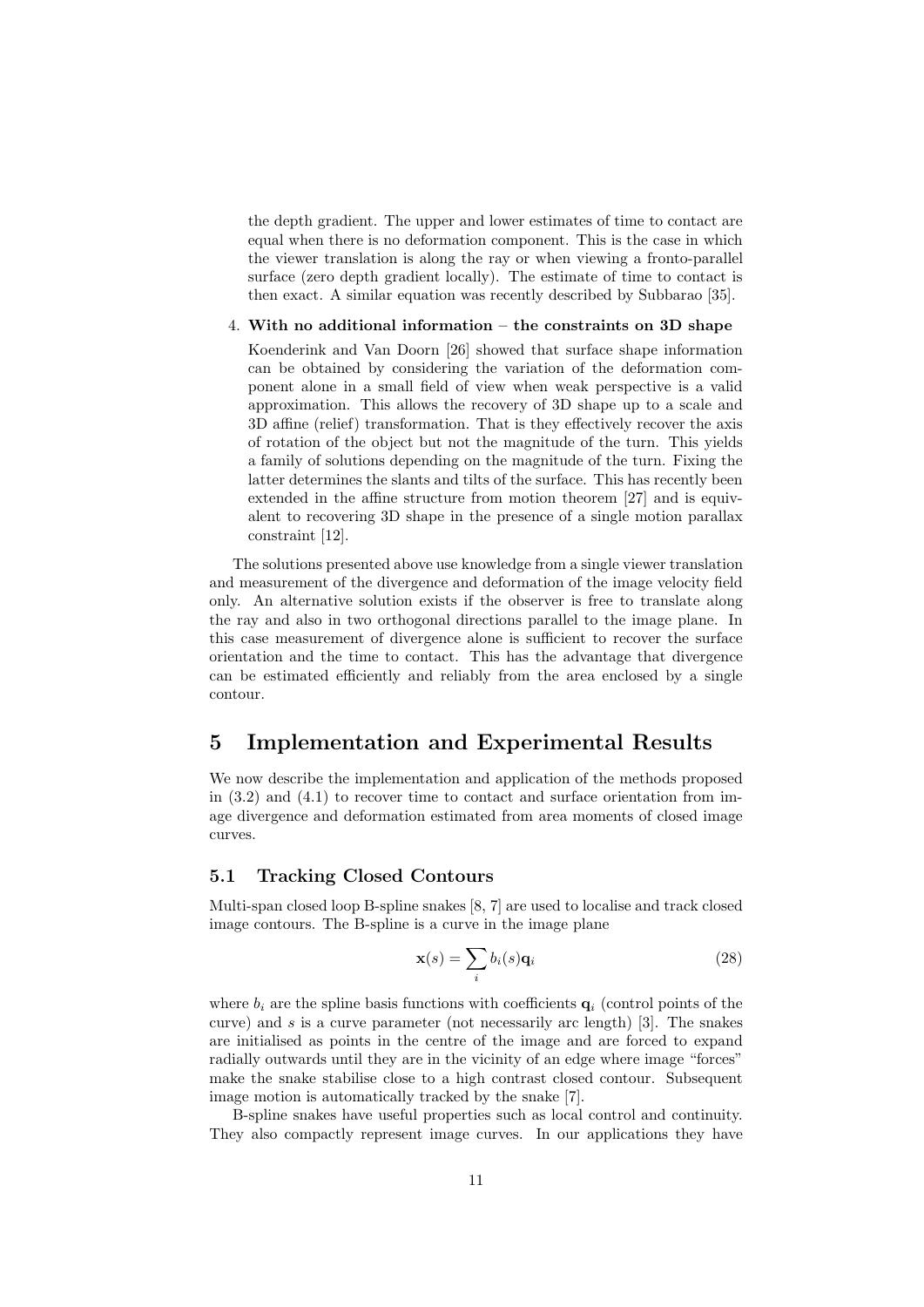the depth gradient. The upper and lower estimates of time to contact are equal when there is no deformation component. This is the case in which the viewer translation is along the ray or when viewing a fronto-parallel surface (zero depth gradient locally). The estimate of time to contact is then exact. A similar equation was recently described by Subbarao [35].

4. **With no additional information – the constraints on 3D shape**

   Koenderink and Van Doorn [26] showed that surface shape information can be obtained by considering the variation of the deformation component alone in a small field of view when weak perspective is a valid approximation. This allows the recovery of 3D shape up to a scale and 3D affine (relief) transformation. That is they effectively recover the axis of rotation of the object but not the magnitude of the turn. This yields a family of solutions depending on the magnitude of the turn. Fixing the latter determines the slants and tilts of the surface. This has recently been extended in the affine structure from motion theorem [27] and is equivalent to recovering 3D shape in the presence of a single motion parallax constraint [12].

The solutions presented above use knowledge from a single viewer translation and measurement of the divergence and deformation of the image velocity field only. An alternative solution exists if the observer is free to translate along the ray and also in two orthogonal directions parallel to the image plane. In this case measurement of divergence alone is sufficient to recover the surface orientation and the time to contact. This has the advantage that divergence can be estimated efficiently and reliably from the area enclosed by a single contour.

# 5 Implementation and Experimental Results

We now describe the implementation and application of the methods proposed in (3.2) and (4.1) to recover time to contact and surface orientation from image divergence and deformation estimated from area moments of closed image curves.

## 5.1 Tracking Closed Contours

Multi-span closed loop B-spline snakes [8, 7] are used to localise and track closed image contours. The B-spline is a curve in the image plane

$$\mathbf{x}(s) = \sum_i b_i(s)\mathbf{q}_i \tag{28}$$

where $b_i$ are the spline basis functions with coefficients $\mathbf{q}_i$ (control points of the curve) and $s$ is a curve parameter (not necessarily arc length) [3]. The snakes are initialised as points in the centre of the image and are forced to expand radially outwards until they are in the vicinity of an edge where image "forces" make the snake stabilise close to a high contrast closed contour. Subsequent image motion is automatically tracked by the snake [7].

B-spline snakes have useful properties such as local control and continuity. They also compactly represent image curves. In our applications they have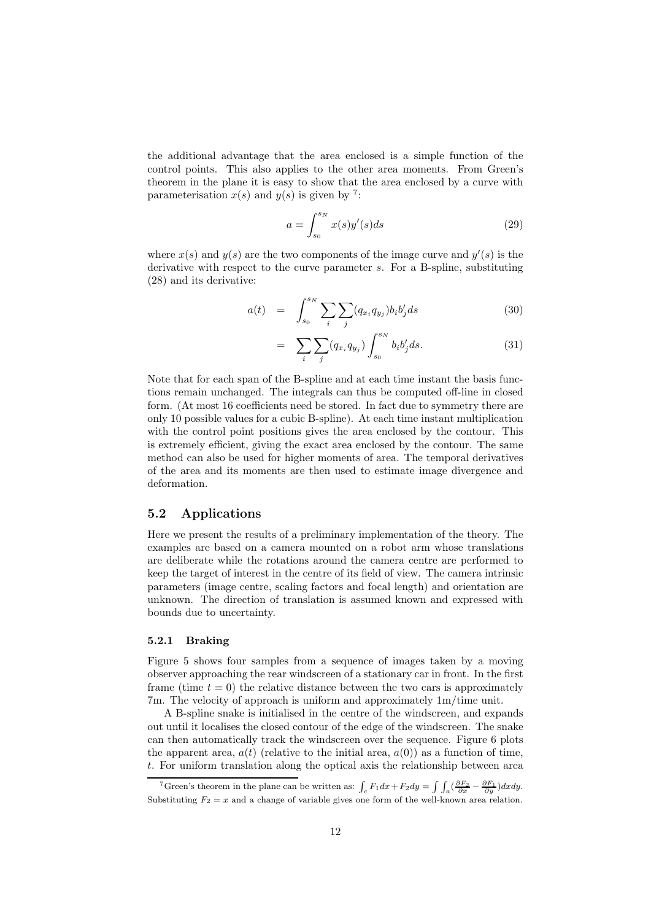the additional advantage that the area enclosed is a simple function of the control points. This also applies to the other area moments. From Green's theorem in the plane it is easy to show that the area enclosed by a curve with parameterisation $x(s)$ and $y(s)$ is given by [7]:

$$a = \int_{s_0}^{s_N} x(s) y'(s) ds \tag{29}$$

where $x(s)$ and $y(s)$ are the two components of the image curve and $y'(s)$ is the derivative with respect to the curve parameter $s$. For a B-spline, substituting (28) and its derivative:

$$\begin{aligned} a(t) &= \int_{s_0}^{s_N} \sum_i \sum_j (q_{x_i} q_{y_j}) b_i b_j' ds & (30) \\ &= \sum_i \sum_j (q_{x_i} q_{y_j}) \int_{s_0}^{s_N} b_i b_j' ds. & (31) \end{aligned}$$

Note that for each span of the B-spline and at each time instant the basis functions remain unchanged. The integrals can thus be computed off-line in closed form. (At most 16 coefficients need be stored. In fact due to symmetry there are only 10 possible values for a cubic B-spline). At each time instant multiplication with the control point positions gives the area enclosed by the contour. This is extremely efficient, giving the exact area enclosed by the contour. The same method can also be used for higher moments of area. The temporal derivatives of the area and its moments are then used to estimate image divergence and deformation.

## 5.2 Applications

Here we present the results of a preliminary implementation of the theory. The examples are based on a camera mounted on a robot arm whose translations are deliberate while the rotations around the camera centre are performed to keep the target of interest in the centre of its field of view. The camera intrinsic parameters (image centre, scaling factors and focal length) and orientation are unknown. The direction of translation is assumed known and expressed with bounds due to uncertainty.

### 5.2.1 Braking

Figure 5 shows four samples from a sequence of images taken by a moving observer approaching the rear windscreen of a stationary car in front. In the first frame (time $t = 0$) the relative distance between the two cars is approximately 7m. The velocity of approach is uniform and approximately 1m/time unit.

A B-spline snake is initialised in the centre of the windscreen, and expands out until it localises the closed contour of the edge of the windscreen. The snake can then automatically track the windscreen over the sequence. Figure 6 plots the apparent area, $a(t)$ (relative to the initial area, $a(0)$) as a function of time, $t$. For uniform translation along the optical axis the relationship between area

[7] Green's theorem in the plane can be written as: $\int_c F_1 dx + F_2 dy = \int \int_a (\frac{\partial F_2}{\partial x} - \frac{\partial F_1}{\partial y}) dx dy$. Substituting $F_2 = x$ and a change of variable gives one form of the well-known area relation.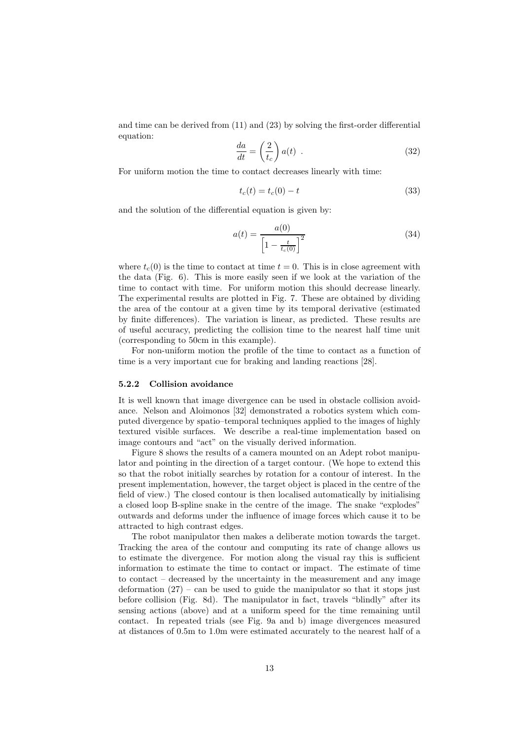and time can be derived from (11) and (23) by solving the first-order differential equation:

$$\frac{da}{dt} = \left(\frac{2}{t_c}\right) a(t) \ . \tag{32}$$

For uniform motion the time to contact decreases linearly with time:

$$t_c(t) = t_c(0) - t \tag{33}$$

and the solution of the differential equation is given by:

$$a(t) = \frac{a(0)}{\left[1 - \frac{t}{t_c(0)}\right]^2} \tag{34}$$

where $t_c(0)$ is the time to contact at time $t = 0$. This is in close agreement with the data (Fig. 6). This is more easily seen if we look at the variation of the time to contact with time. For uniform motion this should decrease linearly. The experimental results are plotted in Fig. 7. These are obtained by dividing the area of the contour at a given time by its temporal derivative (estimated by finite differences). The variation is linear, as predicted. These results are of useful accuracy, predicting the collision time to the nearest half time unit (corresponding to 50cm in this example).

For non-uniform motion the profile of the time to contact as a function of time is a very important cue for braking and landing reactions [28].

### 5.2.2 Collision avoidance

It is well known that image divergence can be used in obstacle collision avoidance. Nelson and Aloimonos [32] demonstrated a robotics system which computed divergence by spatio–temporal techniques applied to the images of highly textured visible surfaces. We describe a real-time implementation based on image contours and "act" on the visually derived information.

Figure 8 shows the results of a camera mounted on an Adept robot manipulator and pointing in the direction of a target contour. (We hope to extend this so that the robot initially searches by rotation for a contour of interest. In the present implementation, however, the target object is placed in the centre of the field of view.) The closed contour is then localised automatically by initialising a closed loop B-spline snake in the centre of the image. The snake "explodes" outwards and deforms under the influence of image forces which cause it to be attracted to high contrast edges.

The robot manipulator then makes a deliberate motion towards the target. Tracking the area of the contour and computing its rate of change allows us to estimate the divergence. For motion along the visual ray this is sufficient information to estimate the time to contact or impact. The estimate of time to contact – decreased by the uncertainty in the measurement and any image deformation (27) – can be used to guide the manipulator so that it stops just before collision (Fig. 8d). The manipulator in fact, travels "blindly" after its sensing actions (above) and at a uniform speed for the time remaining until contact. In repeated trials (see Fig. 9a and b) image divergences measured at distances of 0.5m to 1.0m were estimated accurately to the nearest half of a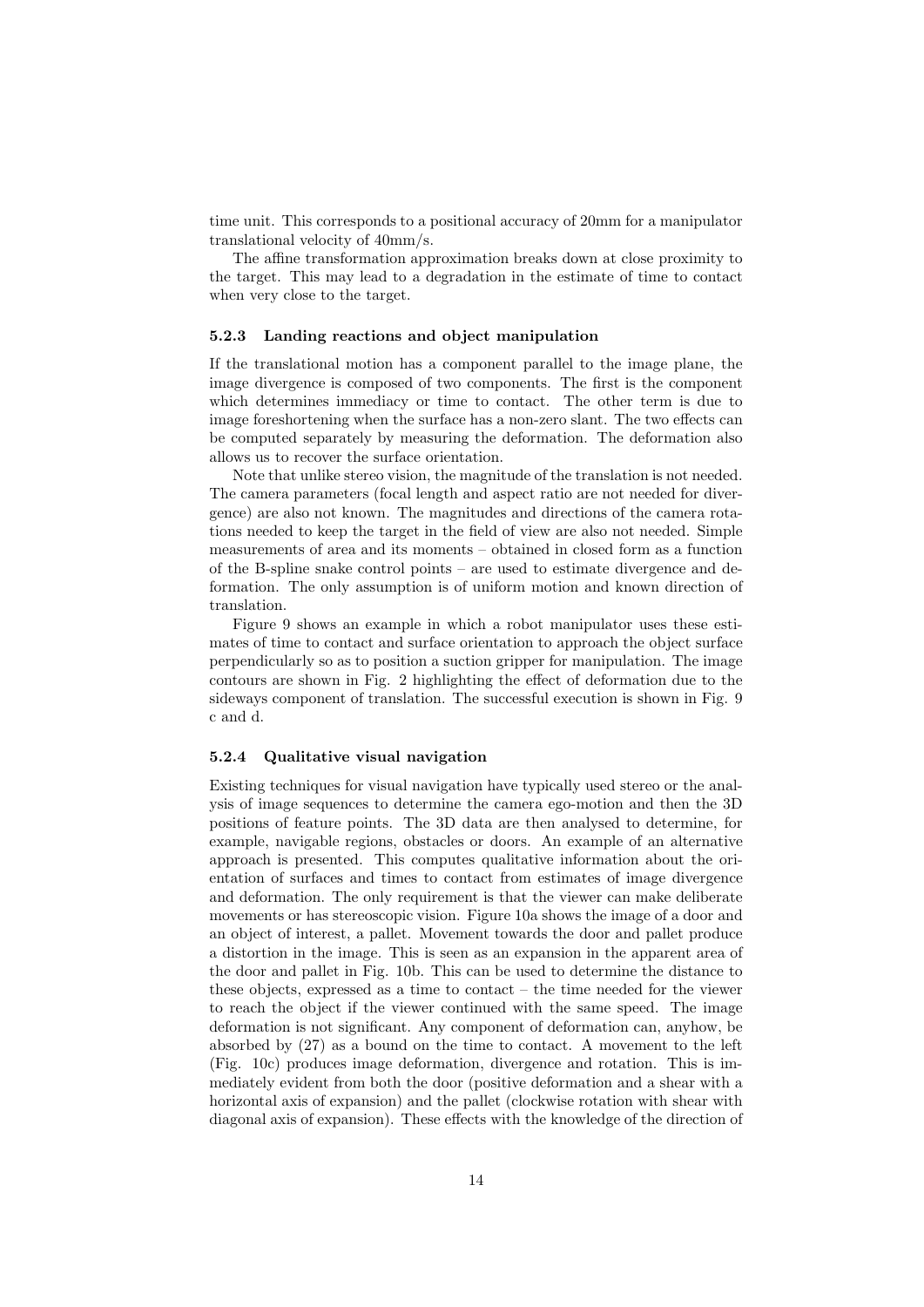time unit. This corresponds to a positional accuracy of 20mm for a manipulator translational velocity of 40mm/s.

The affine transformation approximation breaks down at close proximity to the target. This may lead to a degradation in the estimate of time to contact when very close to the target.

#### 5.2.3 Landing reactions and object manipulation

If the translational motion has a component parallel to the image plane, the image divergence is composed of two components. The first is the component which determines immediacy or time to contact. The other term is due to image foreshortening when the surface has a non-zero slant. The two effects can be computed separately by measuring the deformation. The deformation also allows us to recover the surface orientation.

Note that unlike stereo vision, the magnitude of the translation is not needed. The camera parameters (focal length and aspect ratio are not needed for divergence) are also not known. The magnitudes and directions of the camera rotations needed to keep the target in the field of view are also not needed. Simple measurements of area and its moments – obtained in closed form as a function of the B-spline snake control points – are used to estimate divergence and deformation. The only assumption is of uniform motion and known direction of translation.

Figure 9 shows an example in which a robot manipulator uses these estimates of time to contact and surface orientation to approach the object surface perpendicularly so as to position a suction gripper for manipulation. The image contours are shown in Fig. 2 highlighting the effect of deformation due to the sideways component of translation. The successful execution is shown in Fig. 9 c and d.

#### 5.2.4 Qualitative visual navigation

Existing techniques for visual navigation have typically used stereo or the analysis of image sequences to determine the camera ego-motion and then the 3D positions of feature points. The 3D data are then analysed to determine, for example, navigable regions, obstacles or doors. An example of an alternative approach is presented. This computes qualitative information about the orientation of surfaces and times to contact from estimates of image divergence and deformation. The only requirement is that the viewer can make deliberate movements or has stereoscopic vision. Figure 10a shows the image of a door and an object of interest, a pallet. Movement towards the door and pallet produce a distortion in the image. This is seen as an expansion in the apparent area of the door and pallet in Fig. 10b. This can be used to determine the distance to these objects, expressed as a time to contact – the time needed for the viewer to reach the object if the viewer continued with the same speed. The image deformation is not significant. Any component of deformation can, anyhow, be absorbed by (27) as a bound on the time to contact. A movement to the left (Fig. 10c) produces image deformation, divergence and rotation. This is immediately evident from both the door (positive deformation and a shear with a horizontal axis of expansion) and the pallet (clockwise rotation with shear with diagonal axis of expansion). These effects with the knowledge of the direction of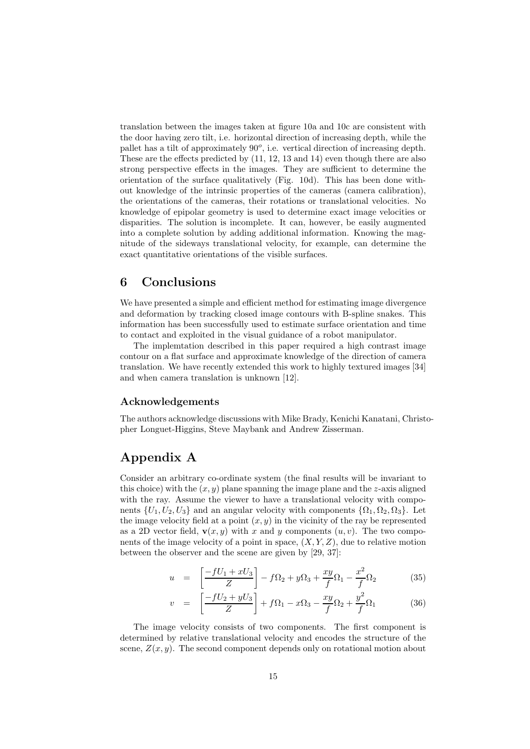translation between the images taken at figure 10a and 10c are consistent with the door having zero tilt, i.e. horizontal direction of increasing depth, while the pallet has a tilt of approximately $90^o$, i.e. vertical direction of increasing depth. These are the effects predicted by (11, 12, 13 and 14) even though there are also strong perspective effects in the images. They are sufficient to determine the orientation of the surface qualitatively (Fig. 10d). This has been done without knowledge of the intrinsic properties of the cameras (camera calibration), the orientations of the cameras, their rotations or translational velocities. No knowledge of epipolar geometry is used to determine exact image velocities or disparities. The solution is incomplete. It can, however, be easily augmented into a complete solution by adding additional information. Knowing the magnitude of the sideways translational velocity, for example, can determine the exact quantitative orientations of the visible surfaces.

# 6 Conclusions

We have presented a simple and efficient method for estimating image divergence and deformation by tracking closed image contours with B-spline snakes. This information has been successfully used to estimate surface orientation and time to contact and exploited in the visual guidance of a robot manipulator.

The implemtation described in this paper required a high contrast image contour on a flat surface and approximate knowledge of the direction of camera translation. We have recently extended this work to highly textured images [34] and when camera translation is unknown [12].

### Acknowledgements

The authors acknowledge discussions with Mike Brady, Kenichi Kanatani, Christopher Longuet-Higgins, Steve Maybank and Andrew Zisserman.

# Appendix A

Consider an arbitrary co-ordinate system (the final results will be invariant to this choice) with the $(x, y)$ plane spanning the image plane and the $z$-axis aligned with the ray. Assume the viewer to have a translational velocity with components $\{U_1, U_2, U_3\}$ and an angular velocity with components $\{\Omega_1, \Omega_2, \Omega_3\}$. Let the image velocity field at a point $(x, y)$ in the vicinity of the ray be represented as a 2D vector field, $\mathbf{v}(x, y)$ with $x$ and $y$ components $(u, v)$. The two components of the image velocity of a point in space, $(X, Y, Z)$, due to relative motion between the observer and the scene are given by [29, 37]:

$$u = \left[\frac{-fU_1 + xU_3}{Z}\right] - f\Omega_2 + y\Omega_3 + \frac{xy}{f}\Omega_1 - \frac{x^2}{f}\Omega_2 \tag{35}$$

$$v = \left[\frac{-fU_2 + yU_3}{Z}\right] + f\Omega_1 - x\Omega_3 - \frac{xy}{f}\Omega_2 + \frac{y^2}{f}\Omega_1 \tag{36}$$

The image velocity consists of two components. The first component is determined by relative translational velocity and encodes the structure of the scene, $Z(x, y)$. The second component depends only on rotational motion about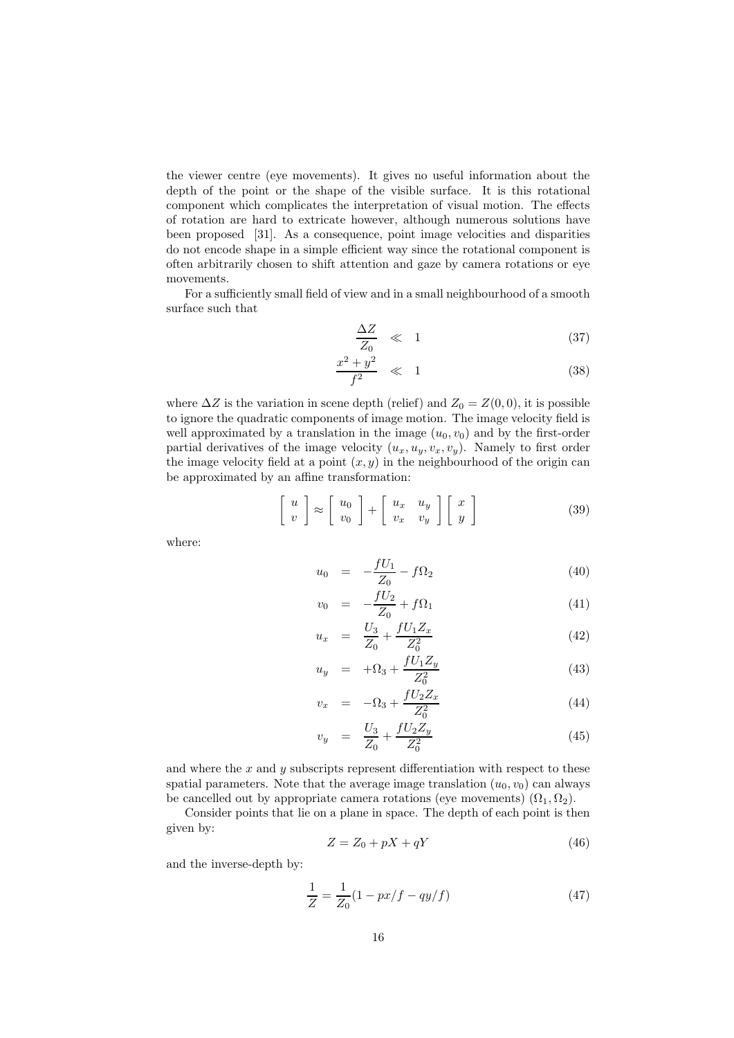the viewer centre (eye movements). It gives no useful information about the depth of the point or the shape of the visible surface. It is this rotational component which complicates the interpretation of visual motion. The effects of rotation are hard to extricate however, although numerous solutions have been proposed [31]. As a consequence, point image velocities and disparities do not encode shape in a simple efficient way since the rotational component is often arbitrarily chosen to shift attention and gaze by camera rotations or eye movements.

For a sufficiently small field of view and in a small neighbourhood of a smooth surface such that

$$\frac{\Delta Z}{Z_0} \ll 1 \tag{37}$$

$$\frac{x^2 + y^2}{f^2} \ll 1 \tag{38}$$

where $\Delta Z$ is the variation in scene depth (relief) and $Z_0 = Z(0,0)$, it is possible to ignore the quadratic components of image motion. The image velocity field is well approximated by a translation in the image $(u_0, v_0)$ and by the first-order partial derivatives of the image velocity $(u_x, u_y, v_x, v_y)$. Namely to first order the image velocity field at a point $(x, y)$ in the neighbourhood of the origin can be approximated by an affine transformation:

$$\begin{bmatrix} u \\ v \end{bmatrix} \approx \begin{bmatrix} u_0 \\ v_0 \end{bmatrix} + \begin{bmatrix} u_x & u_y \\ v_x & v_y \end{bmatrix} \begin{bmatrix} x \\ y \end{bmatrix} \tag{39}$$

where:

$$u_0 = -\frac{fU_1}{Z_0} - f\Omega_2 \tag{40}$$

$$v_0 = -\frac{fU_2}{Z_0} + f\Omega_1 \tag{41}$$

$$u_x = \frac{U_3}{Z_0} + \frac{fU_1 Z_x}{Z_0^2} \tag{42}$$

$$u_y = +\Omega_3 + \frac{fU_1 Z_y}{Z_0^2} \tag{43}$$

$$v_x = -\Omega_3 + \frac{fU_2 Z_x}{Z_0^2} \tag{44}$$

$$v_y = \frac{U_3}{Z_0} + \frac{fU_2 Z_y}{Z_0^2} \tag{45}$$

and where the $x$ and $y$ subscripts represent differentiation with respect to these spatial parameters. Note that the average image translation $(u_0, v_0)$ can always be cancelled out by appropriate camera rotations (eye movements) $(\Omega_1, \Omega_2)$.

Consider points that lie on a plane in space. The depth of each point is then given by:

$$Z = Z_0 + pX + qY \tag{46}$$

and the inverse-depth by:

$$\frac{1}{Z} = \frac{1}{Z_0}(1 - px/f - qy/f) \tag{47}$$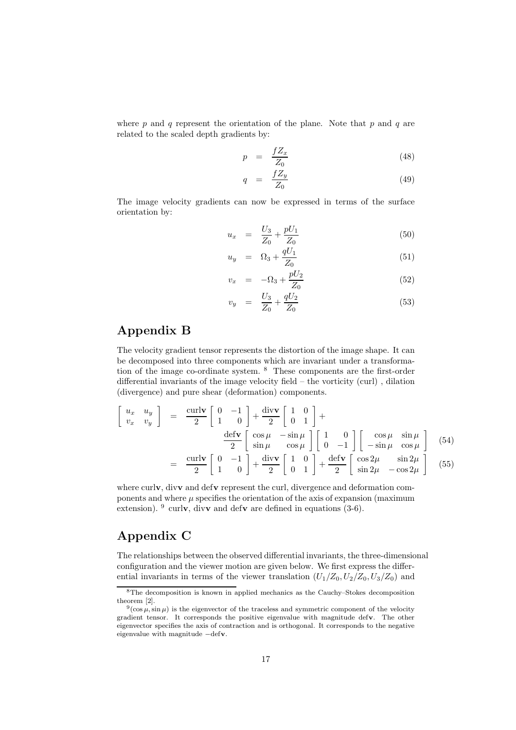where $p$ and $q$ represent the orientation of the plane. Note that $p$ and $q$ are related to the scaled depth gradients by:

$$p = \frac{fZ_x}{Z_0} \tag{48}$$

$$q = \frac{fZ_y}{Z_0} \tag{49}$$

The image velocity gradients can now be expressed in terms of the surface orientation by:

$$u_x = \frac{U_3}{Z_0} + \frac{pU_1}{Z_0} \tag{50}$$

$$u_y = \Omega_3 + \frac{qU_1}{Z_0} \tag{51}$$

$$v_x = -\Omega_3 + \frac{pU_2}{Z_0} \tag{52}$$

$$v_y = \frac{U_3}{Z_0} + \frac{qU_2}{Z_0} \tag{53}$$

# Appendix B

The velocity gradient tensor represents the distortion of the image shape. It can be decomposed into three components which are invariant under a transformation of the image co-ordinate system. [8] These components are the first-order differential invariants of the image velocity field – the vorticity (curl) , dilation (divergence) and pure shear (deformation) components.

$$\begin{bmatrix} u_x & u_y \\ v_x & v_y \end{bmatrix} = \frac{\text{curl}\mathbf{v}}{2}\begin{bmatrix} 0 & -1 \\ 1 & 0 \end{bmatrix} + \frac{\text{div}\mathbf{v}}{2}\begin{bmatrix} 1 & 0 \\ 0 & 1 \end{bmatrix} + \frac{\text{def}\mathbf{v}}{2}\begin{bmatrix} \cos\mu & -\sin\mu \\ \sin\mu & \cos\mu \end{bmatrix}\begin{bmatrix} 1 & 0 \\ 0 & -1 \end{bmatrix}\begin{bmatrix} \cos\mu & \sin\mu \\ -\sin\mu & \cos\mu \end{bmatrix} \tag{54}$$

$$= \frac{\text{curl}\mathbf{v}}{2}\begin{bmatrix} 0 & -1 \\ 1 & 0 \end{bmatrix} + \frac{\text{div}\mathbf{v}}{2}\begin{bmatrix} 1 & 0 \\ 0 & 1 \end{bmatrix} + \frac{\text{def}\mathbf{v}}{2}\begin{bmatrix} \cos 2\mu & \sin 2\mu \\ \sin 2\mu & -\cos 2\mu \end{bmatrix} \tag{55}$$

where curl**v**, div**v** and def**v** represent the curl, divergence and deformation components and where $\mu$ specifies the orientation of the axis of expansion (maximum extension). [9] curl**v**, div**v** and def**v** are defined in equations (3-6).

# Appendix C

The relationships between the observed differential invariants, the three-dimensional configuration and the viewer motion are given below. We first express the differential invariants in terms of the viewer translation $(U_1/Z_0, U_2/Z_0, U_3/Z_0)$ and

---

[8] The decomposition is known in applied mechanics as the Cauchy–Stokes decomposition theorem [2].

[9] $(\cos\mu, \sin\mu)$ is the eigenvector of the traceless and symmetric component of the velocity gradient tensor. It corresponds the positive eigenvalue with magnitude def**v**. The other eigenvector specifies the axis of contraction and is orthogonal. It corresponds to the negative eigenvalue with magnitude $-$def**v**.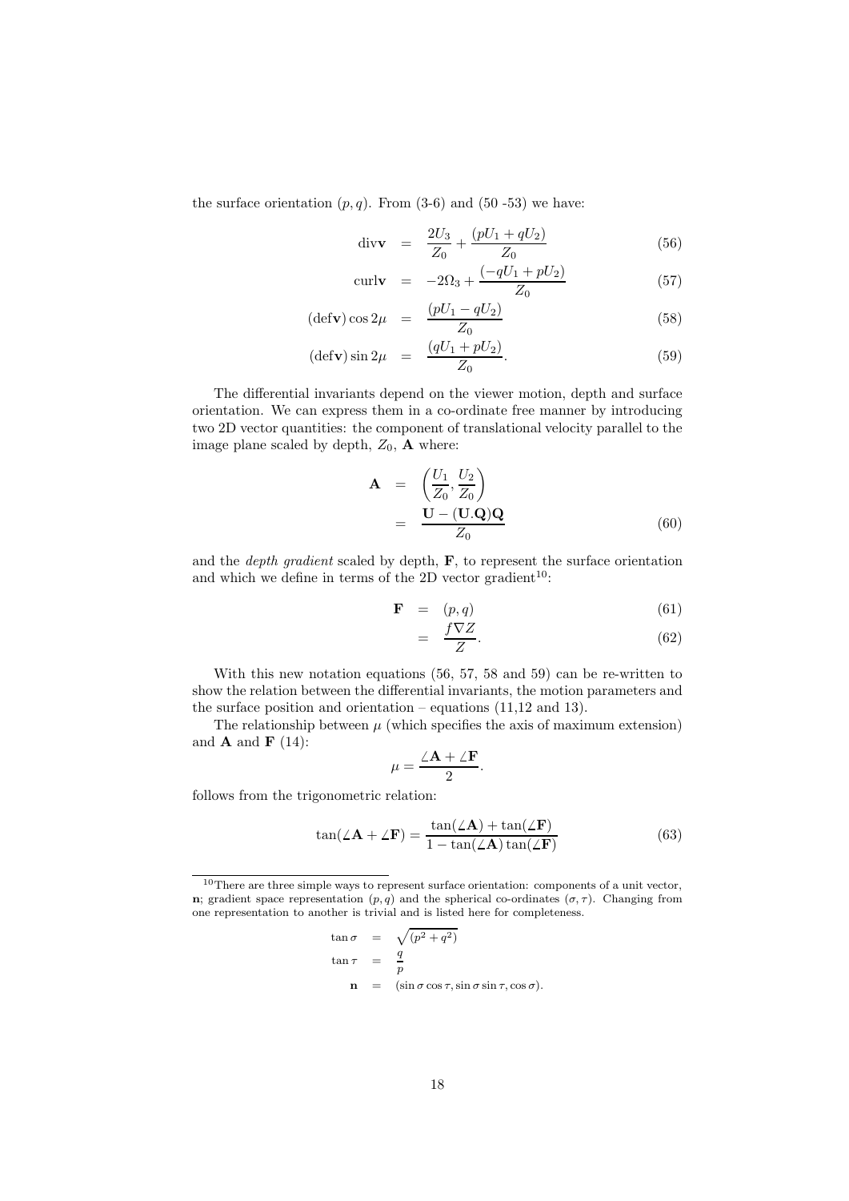the surface orientation $(p, q)$. From (3-6) and (50 -53) we have:

$$\text{div}\mathbf{v} = \frac{2U_3}{Z_0} + \frac{(pU_1 + qU_2)}{Z_0} \tag{56}$$

$$\text{curl}\mathbf{v} = -2\Omega_3 + \frac{(-qU_1 + pU_2)}{Z_0} \tag{57}$$

$$(\text{def}\mathbf{v})\cos 2\mu = \frac{(pU_1 - qU_2)}{Z_0} \tag{58}$$

$$(\text{def}\mathbf{v})\sin 2\mu = \frac{(qU_1 + pU_2)}{Z_0}. \tag{59}$$

The differential invariants depend on the viewer motion, depth and surface orientation. We can express them in a co-ordinate free manner by introducing two 2D vector quantities: the component of translational velocity parallel to the image plane scaled by depth, $Z_0$, $\mathbf{A}$ where:

$$\begin{aligned}\mathbf{A} &= \left(\frac{U_1}{Z_0}, \frac{U_2}{Z_0}\right) \\ &= \frac{\mathbf{U} - (\mathbf{U}.\mathbf{Q})\mathbf{Q}}{Z_0}\end{aligned} \tag{60}$$

and the *depth gradient* scaled by depth, $\mathbf{F}$, to represent the surface orientation and which we define in terms of the 2D vector gradient[10]:

$$\mathbf{F} = (p, q) \tag{61}$$

$$= \frac{f\nabla Z}{Z}. \tag{62}$$

With this new notation equations (56, 57, 58 and 59) can be re-written to show the relation between the differential invariants, the motion parameters and the surface position and orientation – equations (11,12 and 13).

The relationship between $\mu$ (which specifies the axis of maximum extension) and $\mathbf{A}$ and $\mathbf{F}$ (14):

$$\mu = \frac{\angle\mathbf{A} + \angle\mathbf{F}}{2}.$$

follows from the trigonometric relation:

$$\tan(\angle\mathbf{A} + \angle\mathbf{F}) = \frac{\tan(\angle\mathbf{A}) + \tan(\angle\mathbf{F})}{1 - \tan(\angle\mathbf{A})\tan(\angle\mathbf{F})} \tag{63}$$

[10] There are three simple ways to represent surface orientation: components of a unit vector, $\mathbf{n}$; gradient space representation $(p, q)$ and the spherical co-ordinates $(\sigma, \tau)$. Changing from one representation to another is trivial and is listed here for completeness.

$$\begin{aligned}\tan\sigma &= \sqrt{(p^2 + q^2)} \\ \tan\tau &= \frac{q}{p} \\ \mathbf{n} &= (\sin\sigma\cos\tau, \sin\sigma\sin\tau, \cos\sigma).\end{aligned}$$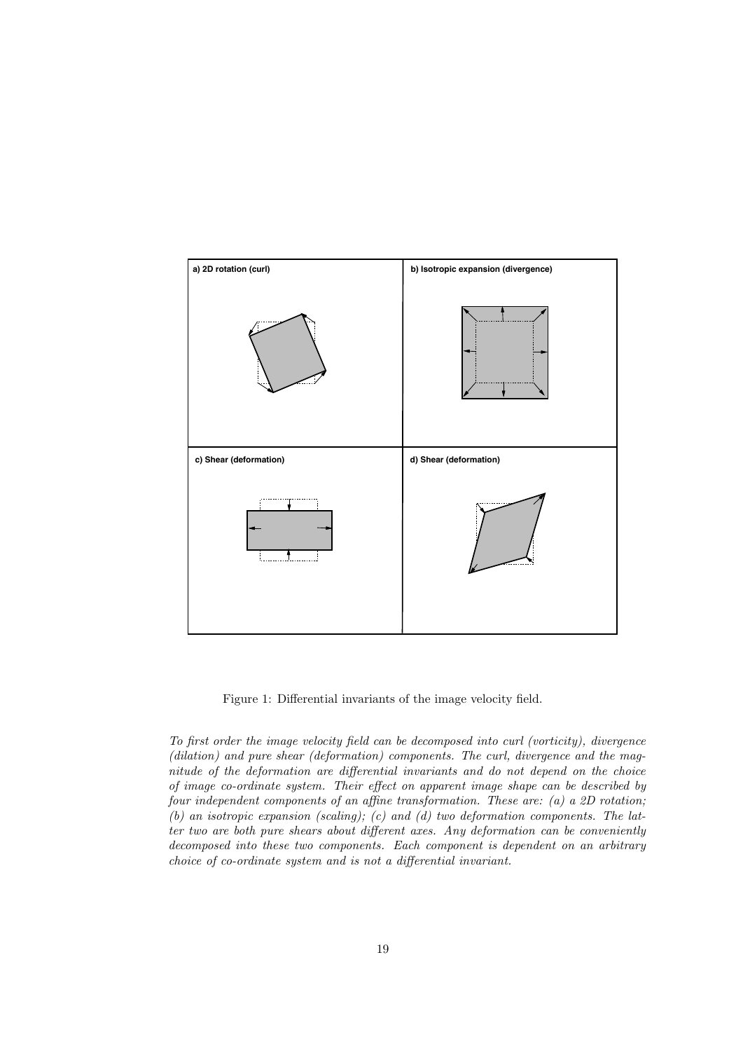a) 2D rotation (curl)

b) Isotropic expansion (divergence)

c) Shear (deformation)

d) Shear (deformation)

Figure 1: Differential invariants of the image velocity field.

*To first order the image velocity field can be decomposed into curl (vorticity), divergence (dilation) and pure shear (deformation) components. The curl, divergence and the magnitude of the deformation are differential invariants and do not depend on the choice of image co-ordinate system. Their effect on apparent image shape can be described by four independent components of an affine transformation. These are: (a) a 2D rotation; (b) an isotropic expansion (scaling); (c) and (d) two deformation components. The latter two are both pure shears about different axes. Any deformation can be conveniently decomposed into these two components. Each component is dependent on an arbitrary choice of co-ordinate system and is not a differential invariant.*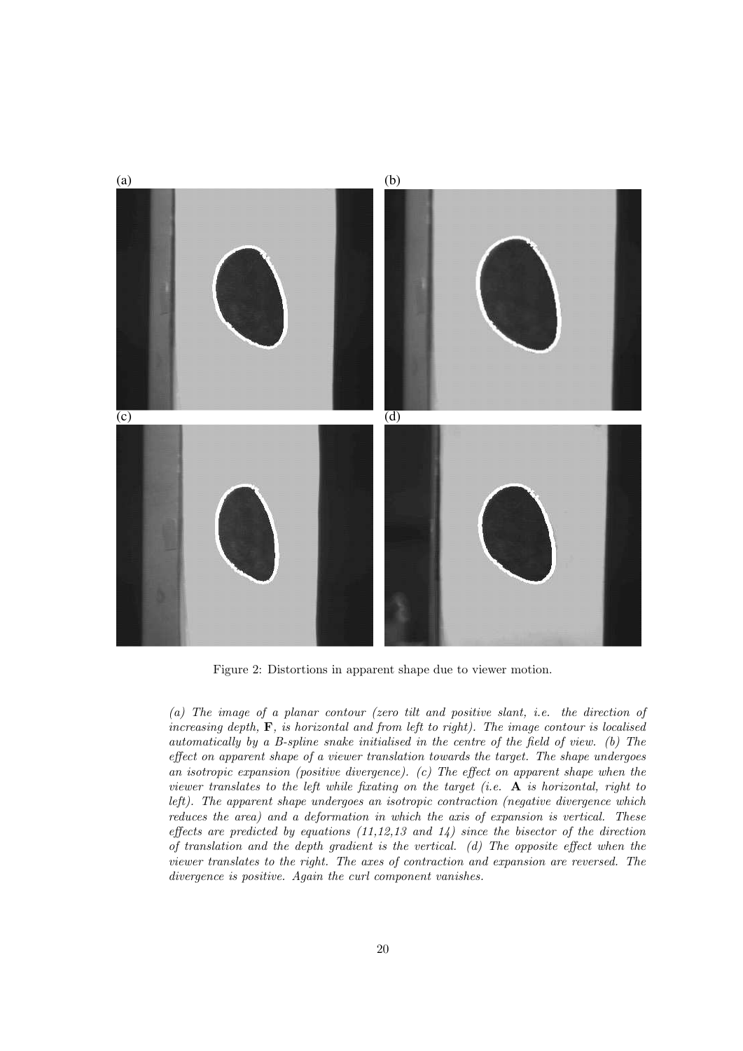(a) (b) (c) (d)

Figure 2: Distortions in apparent shape due to viewer motion.

*(a) The image of a planar contour (zero tilt and positive slant, i.e. the direction of increasing depth,* $\mathbf{F}$*, is horizontal and from left to right). The image contour is localised automatically by a B-spline snake initialised in the centre of the field of view. (b) The effect on apparent shape of a viewer translation towards the target. The shape undergoes an isotropic expansion (positive divergence). (c) The effect on apparent shape when the viewer translates to the left while fixating on the target (i.e.* $\mathbf{A}$ *is horizontal, right to left). The apparent shape undergoes an isotropic contraction (negative divergence which reduces the area) and a deformation in which the axis of expansion is vertical. These effects are predicted by equations (11,12,13 and 14) since the bisector of the direction of translation and the depth gradient is the vertical. (d) The opposite effect when the viewer translates to the right. The axes of contraction and expansion are reversed. The divergence is positive. Again the curl component vanishes.*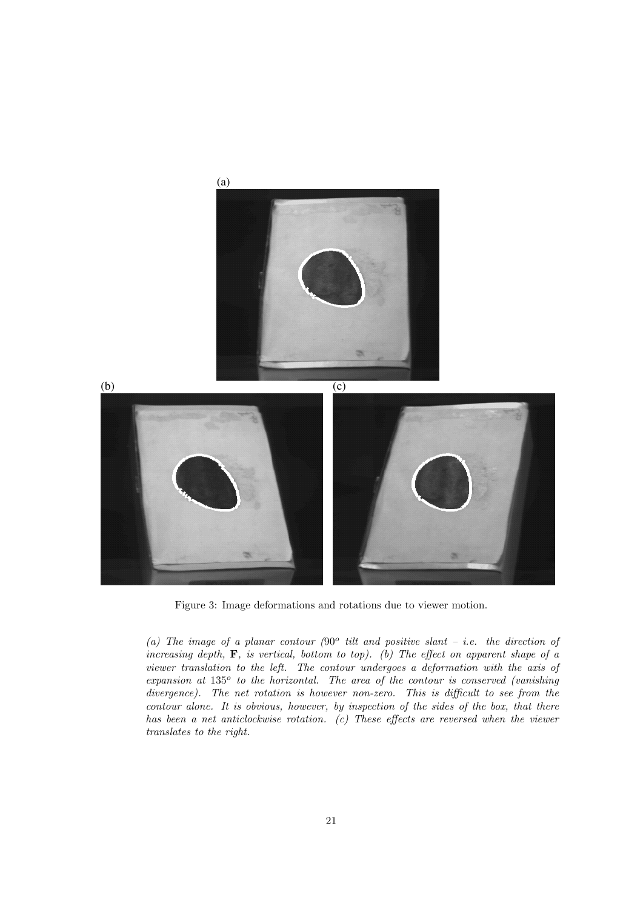(a)

(b) (c)

Figure 3: Image deformations and rotations due to viewer motion.

*(a) The image of a planar contour ($90^o$ tilt and positive slant – i.e. the direction of increasing depth, $\mathbf{F}$, is vertical, bottom to top). (b) The effect on apparent shape of a viewer translation to the left. The contour undergoes a deformation with the axis of expansion at $135^o$ to the horizontal. The area of the contour is conserved (vanishing divergence). The net rotation is however non-zero. This is difficult to see from the contour alone. It is obvious, however, by inspection of the sides of the box, that there has been a net anticlockwise rotation. (c) These effects are reversed when the viewer translates to the right.*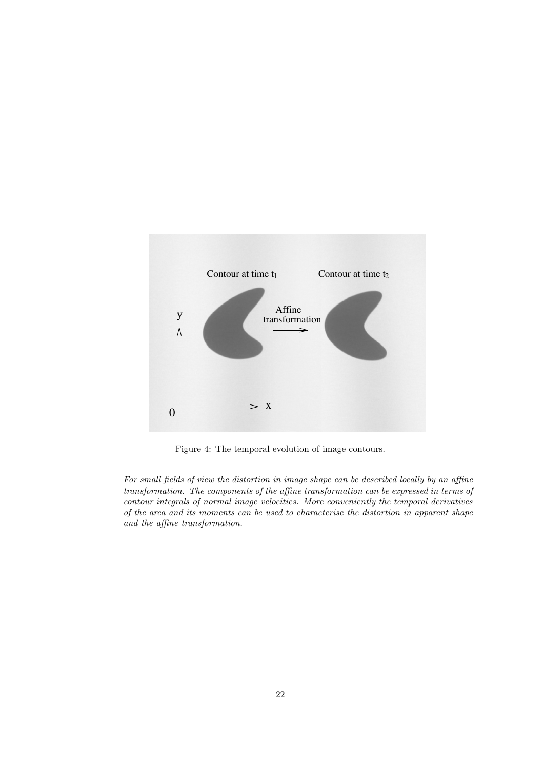Figure 4: The temporal evolution of image contours.

*For small fields of view the distortion in image shape can be described locally by an affine transformation. The components of the affine transformation can be expressed in terms of contour integrals of normal image velocities. More conveniently the temporal derivatives of the area and its moments can be used to characterise the distortion in apparent shape and the affine transformation.*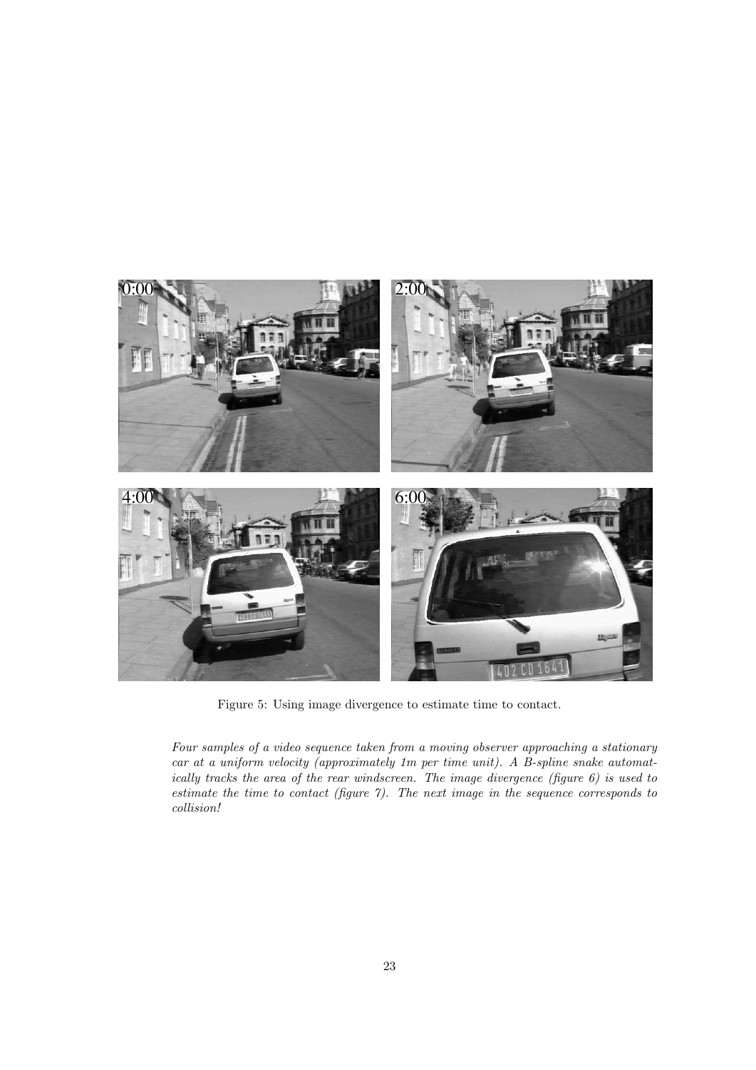Figure 5: Using image divergence to estimate time to contact.

*Four samples of a video sequence taken from a moving observer approaching a stationary car at a uniform velocity (approximately 1m per time unit). A B-spline snake automatically tracks the area of the rear windscreen. The image divergence (figure 6) is used to estimate the time to contact (figure 7). The next image in the sequence corresponds to collision!*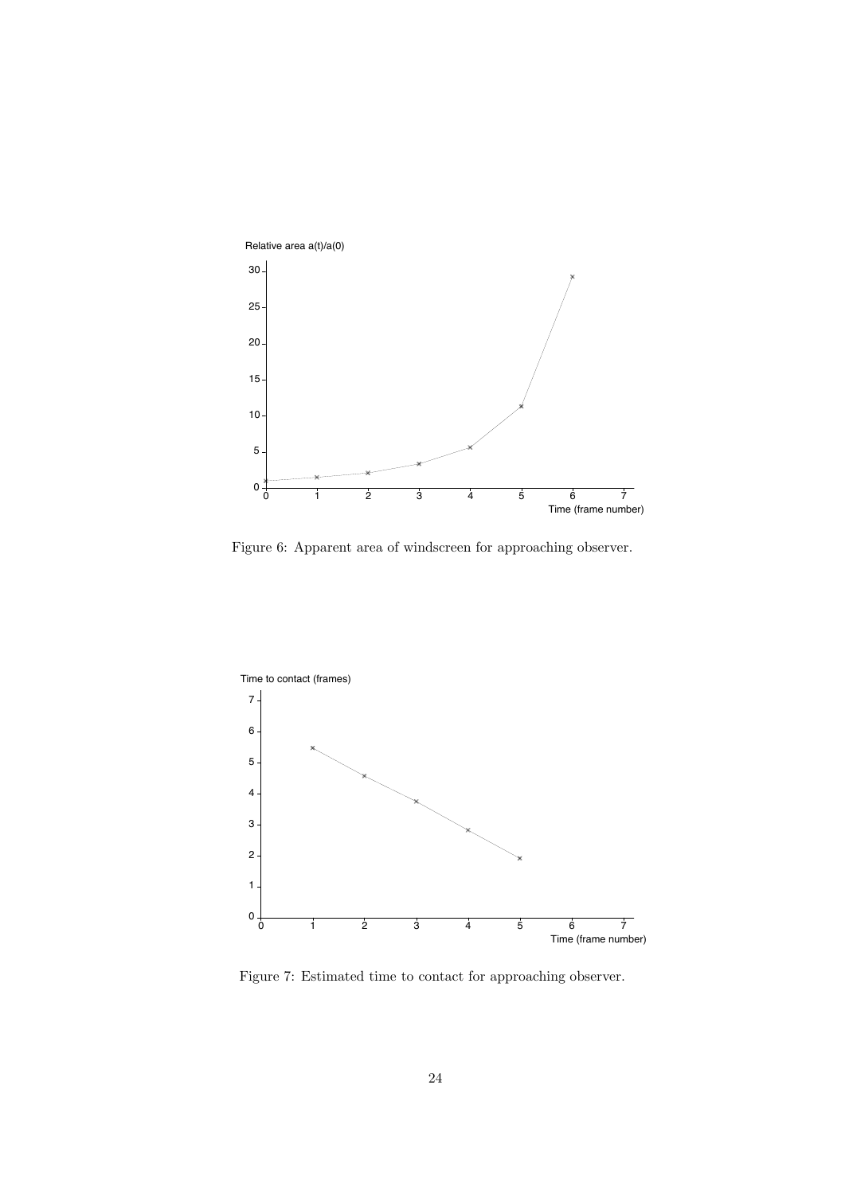Figure 6: Apparent area of windscreen for approaching observer.

Figure 7: Estimated time to contact for approaching observer.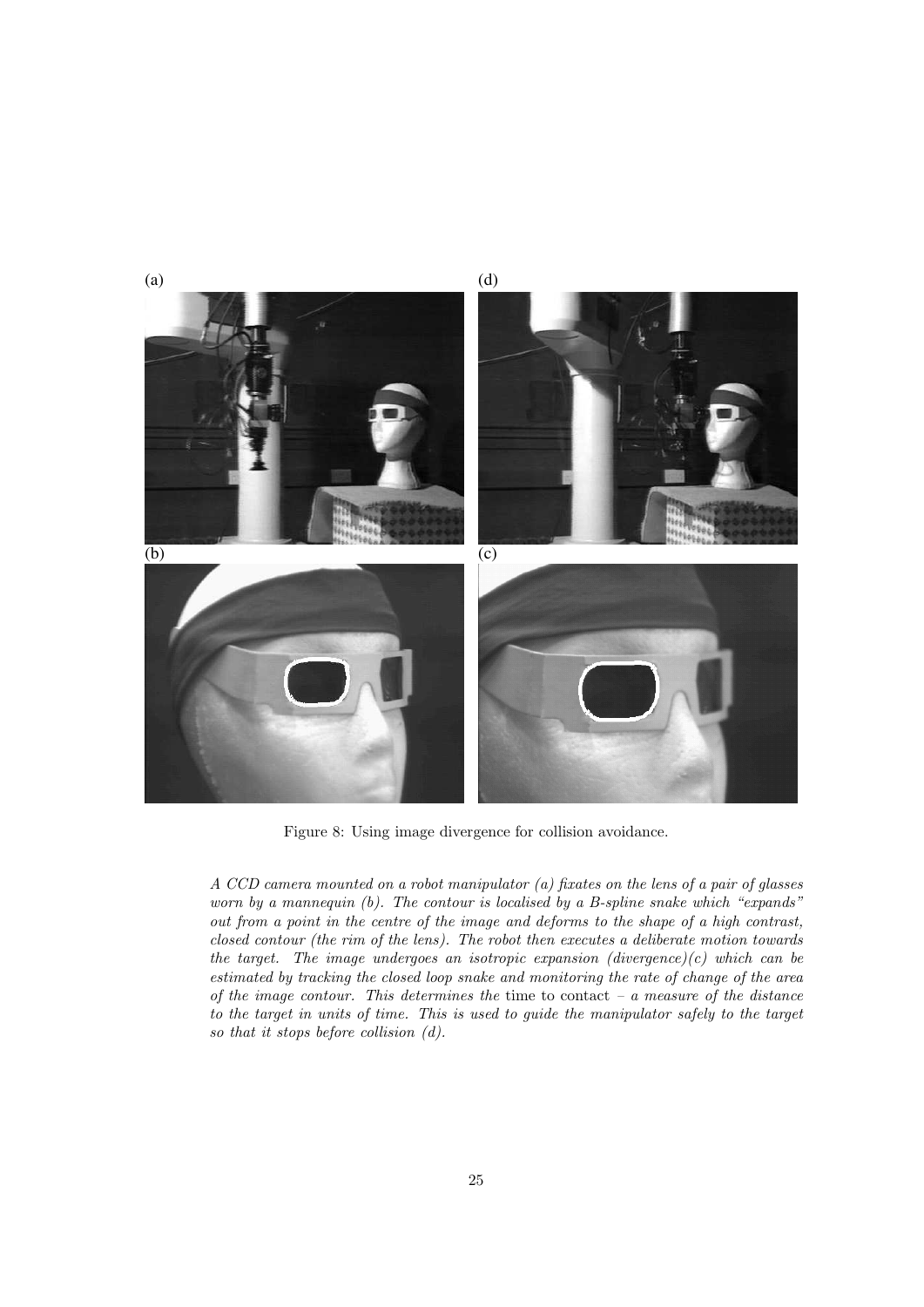(a) (d)

(b) (c)

Figure 8: Using image divergence for collision avoidance.

*A CCD camera mounted on a robot manipulator (a) fixates on the lens of a pair of glasses worn by a mannequin (b). The contour is localised by a B-spline snake which "expands" out from a point in the centre of the image and deforms to the shape of a high contrast, closed contour (the rim of the lens). The robot then executes a deliberate motion towards the target. The image undergoes an isotropic expansion (divergence)(c) which can be estimated by tracking the closed loop snake and monitoring the rate of change of the area of the image contour. This determines the* time to contact *– a measure of the distance to the target in units of time. This is used to guide the manipulator safely to the target so that it stops before collision (d).*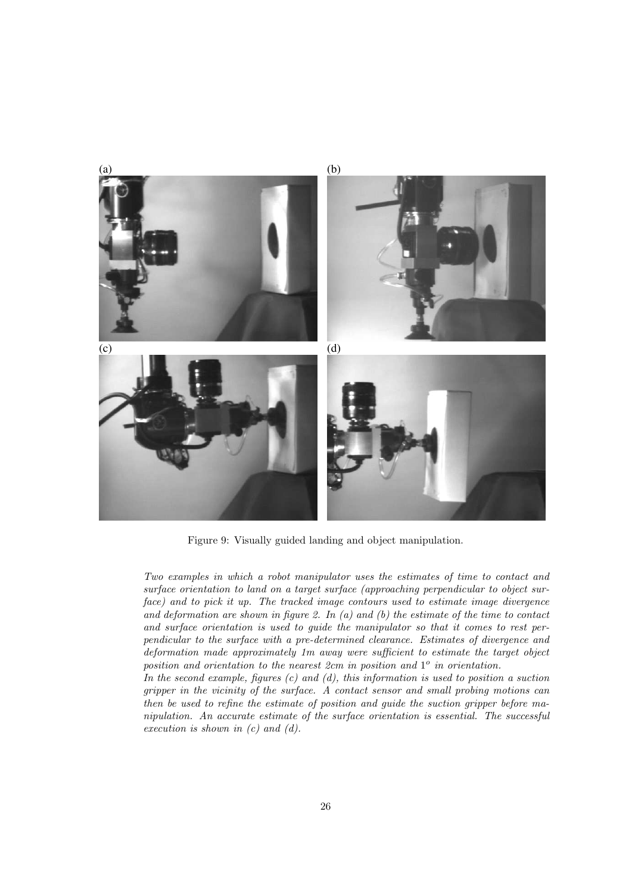(a) (b) (c) (d)

Figure 9: Visually guided landing and object manipulation.

*Two examples in which a robot manipulator uses the estimates of time to contact and surface orientation to land on a target surface (approaching perpendicular to object surface) and to pick it up. The tracked image contours used to estimate image divergence and deformation are shown in figure 2. In (a) and (b) the estimate of the time to contact and surface orientation is used to guide the manipulator so that it comes to rest perpendicular to the surface with a pre-determined clearance. Estimates of divergence and deformation made approximately 1m away were sufficient to estimate the target object position and orientation to the nearest 2cm in position and $1^o$ in orientation.*
*In the second example, figures (c) and (d), this information is used to position a suction gripper in the vicinity of the surface. A contact sensor and small probing motions can then be used to refine the estimate of position and guide the suction gripper before manipulation. An accurate estimate of the surface orientation is essential. The successful execution is shown in (c) and (d).*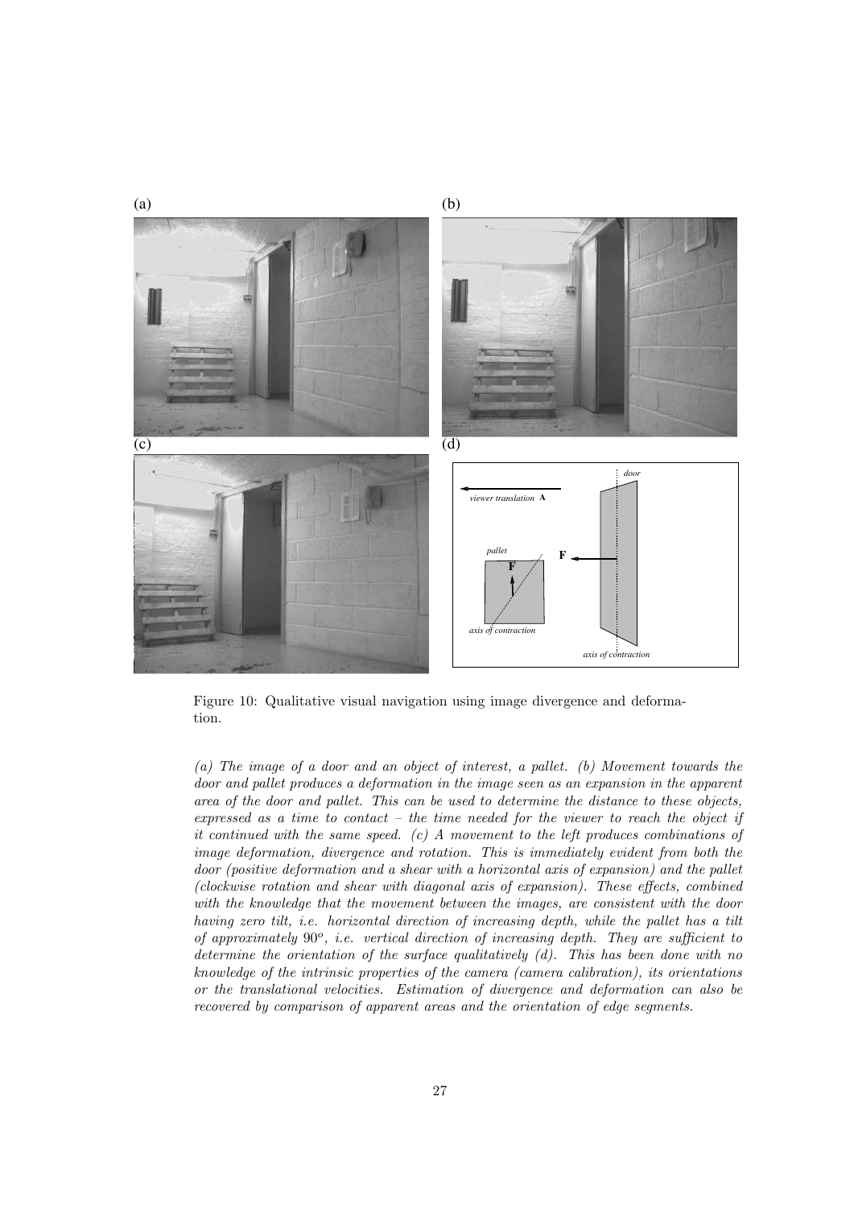Figure 10: Qualitative visual navigation using image divergence and deformation.

*(a) The image of a door and an object of interest, a pallet. (b) Movement towards the door and pallet produces a deformation in the image seen as an expansion in the apparent area of the door and pallet. This can be used to determine the distance to these objects, expressed as a time to contact – the time needed for the viewer to reach the object if it continued with the same speed. (c) A movement to the left produces combinations of image deformation, divergence and rotation. This is immediately evident from both the door (positive deformation and a shear with a horizontal axis of expansion) and the pallet (clockwise rotation and shear with diagonal axis of expansion). These effects, combined with the knowledge that the movement between the images, are consistent with the door having zero tilt, i.e. horizontal direction of increasing depth, while the pallet has a tilt of approximately $90^o$, i.e. vertical direction of increasing depth. They are sufficient to determine the orientation of the surface qualitatively (d). This has been done with no knowledge of the intrinsic properties of the camera (camera calibration), its orientations or the translational velocities. Estimation of divergence and deformation can also be recovered by comparison of apparent areas and the orientation of edge segments.*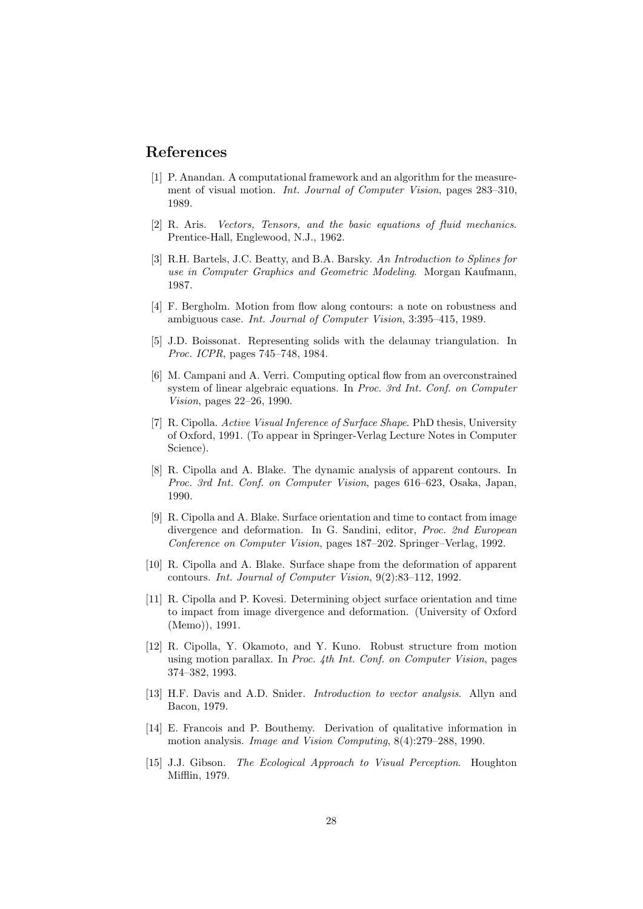# References

[1] P. Anandan. A computational framework and an algorithm for the measurement of visual motion. *Int. Journal of Computer Vision*, pages 283–310, 1989.

[2] R. Aris. *Vectors, Tensors, and the basic equations of fluid mechanics*. Prentice-Hall, Englewood, N.J., 1962.

[3] R.H. Bartels, J.C. Beatty, and B.A. Barsky. *An Introduction to Splines for use in Computer Graphics and Geometric Modeling*. Morgan Kaufmann, 1987.

[4] F. Bergholm. Motion from flow along contours: a note on robustness and ambiguous case. *Int. Journal of Computer Vision*, 3:395–415, 1989.

[5] J.D. Boissonat. Representing solids with the delaunay triangulation. In *Proc. ICPR*, pages 745–748, 1984.

[6] M. Campani and A. Verri. Computing optical flow from an overconstrained system of linear algebraic equations. In *Proc. 3rd Int. Conf. on Computer Vision*, pages 22–26, 1990.

[7] R. Cipolla. *Active Visual Inference of Surface Shape*. PhD thesis, University of Oxford, 1991. (To appear in Springer-Verlag Lecture Notes in Computer Science).

[8] R. Cipolla and A. Blake. The dynamic analysis of apparent contours. In *Proc. 3rd Int. Conf. on Computer Vision*, pages 616–623, Osaka, Japan, 1990.

[9] R. Cipolla and A. Blake. Surface orientation and time to contact from image divergence and deformation. In G. Sandini, editor, *Proc. 2nd European Conference on Computer Vision*, pages 187–202. Springer–Verlag, 1992.

[10] R. Cipolla and A. Blake. Surface shape from the deformation of apparent contours. *Int. Journal of Computer Vision*, 9(2):83–112, 1992.

[11] R. Cipolla and P. Kovesi. Determining object surface orientation and time to impact from image divergence and deformation. (University of Oxford (Memo)), 1991.

[12] R. Cipolla, Y. Okamoto, and Y. Kuno. Robust structure from motion using motion parallax. In *Proc. 4th Int. Conf. on Computer Vision*, pages 374–382, 1993.

[13] H.F. Davis and A.D. Snider. *Introduction to vector analysis*. Allyn and Bacon, 1979.

[14] E. Francois and P. Bouthemy. Derivation of qualitative information in motion analysis. *Image and Vision Computing*, 8(4):279–288, 1990.

[15] J.J. Gibson. *The Ecological Approach to Visual Perception*. Houghton Mifflin, 1979.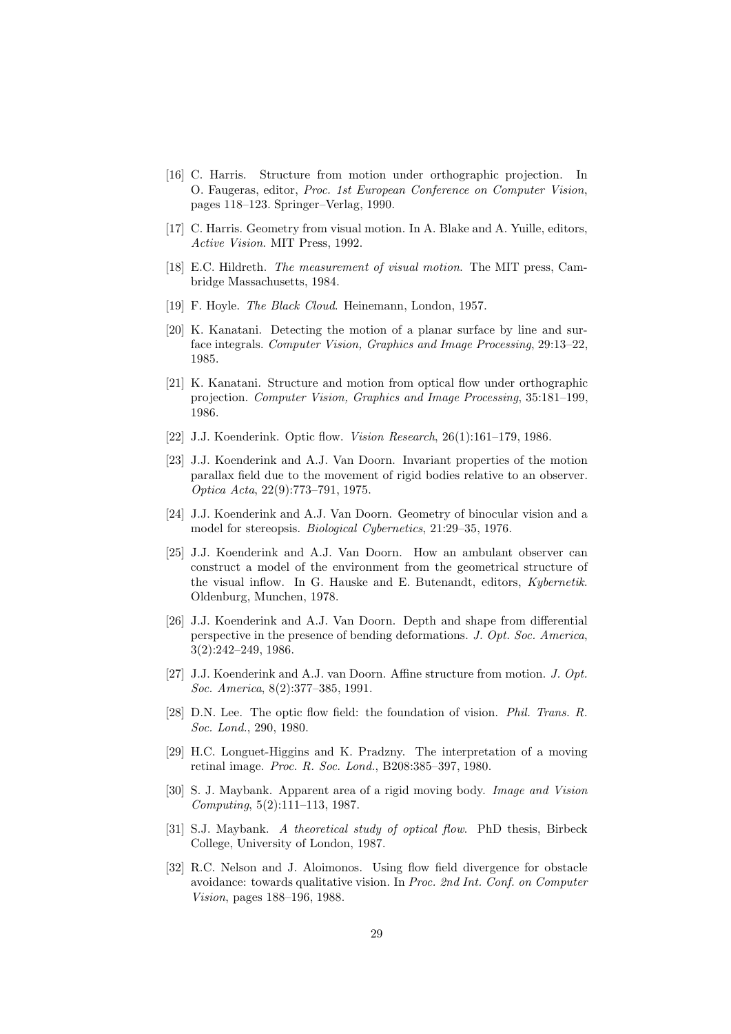[16] C. Harris. Structure from motion under orthographic projection. In O. Faugeras, editor, *Proc. 1st European Conference on Computer Vision*, pages 118–123. Springer–Verlag, 1990.

[17] C. Harris. Geometry from visual motion. In A. Blake and A. Yuille, editors, *Active Vision*. MIT Press, 1992.

[18] E.C. Hildreth. *The measurement of visual motion*. The MIT press, Cambridge Massachusetts, 1984.

[19] F. Hoyle. *The Black Cloud*. Heinemann, London, 1957.

[20] K. Kanatani. Detecting the motion of a planar surface by line and surface integrals. *Computer Vision, Graphics and Image Processing*, 29:13–22, 1985.

[21] K. Kanatani. Structure and motion from optical flow under orthographic projection. *Computer Vision, Graphics and Image Processing*, 35:181–199, 1986.

[22] J.J. Koenderink. Optic flow. *Vision Research*, 26(1):161–179, 1986.

[23] J.J. Koenderink and A.J. Van Doorn. Invariant properties of the motion parallax field due to the movement of rigid bodies relative to an observer. *Optica Acta*, 22(9):773–791, 1975.

[24] J.J. Koenderink and A.J. Van Doorn. Geometry of binocular vision and a model for stereopsis. *Biological Cybernetics*, 21:29–35, 1976.

[25] J.J. Koenderink and A.J. Van Doorn. How an ambulant observer can construct a model of the environment from the geometrical structure of the visual inflow. In G. Hauske and E. Butenandt, editors, *Kybernetik*. Oldenburg, Munchen, 1978.

[26] J.J. Koenderink and A.J. Van Doorn. Depth and shape from differential perspective in the presence of bending deformations. *J. Opt. Soc. America*, 3(2):242–249, 1986.

[27] J.J. Koenderink and A.J. van Doorn. Affine structure from motion. *J. Opt. Soc. America*, 8(2):377–385, 1991.

[28] D.N. Lee. The optic flow field: the foundation of vision. *Phil. Trans. R. Soc. Lond.*, 290, 1980.

[29] H.C. Longuet-Higgins and K. Pradzny. The interpretation of a moving retinal image. *Proc. R. Soc. Lond.*, B208:385–397, 1980.

[30] S. J. Maybank. Apparent area of a rigid moving body. *Image and Vision Computing*, 5(2):111–113, 1987.

[31] S.J. Maybank. *A theoretical study of optical flow*. PhD thesis, Birbeck College, University of London, 1987.

[32] R.C. Nelson and J. Aloimonos. Using flow field divergence for obstacle avoidance: towards qualitative vision. In *Proc. 2nd Int. Conf. on Computer Vision*, pages 188–196, 1988.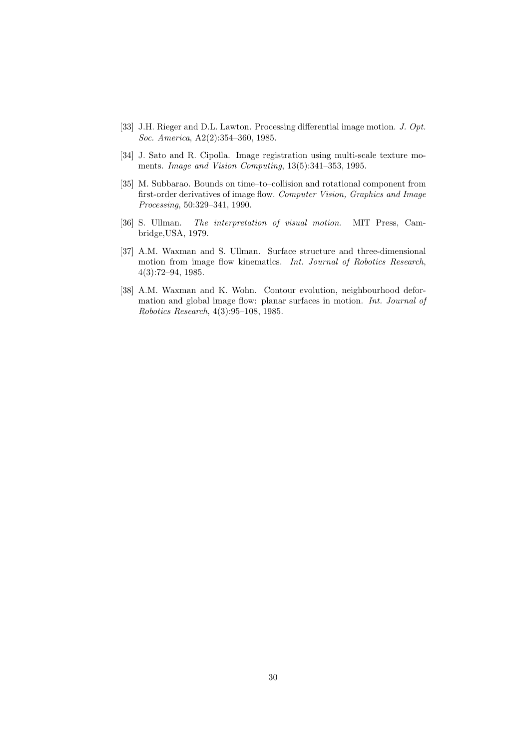[33] J.H. Rieger and D.L. Lawton. Processing differential image motion. *J. Opt. Soc. America*, A2(2):354–360, 1985.

[34] J. Sato and R. Cipolla. Image registration using multi-scale texture moments. *Image and Vision Computing*, 13(5):341–353, 1995.

[35] M. Subbarao. Bounds on time–to–collision and rotational component from first-order derivatives of image flow. *Computer Vision, Graphics and Image Processing*, 50:329–341, 1990.

[36] S. Ullman. *The interpretation of visual motion*. MIT Press, Cambridge,USA, 1979.

[37] A.M. Waxman and S. Ullman. Surface structure and three-dimensional motion from image flow kinematics. *Int. Journal of Robotics Research*, 4(3):72–94, 1985.

[38] A.M. Waxman and K. Wohn. Contour evolution, neighbourhood deformation and global image flow: planar surfaces in motion. *Int. Journal of Robotics Research*, 4(3):95–108, 1985.